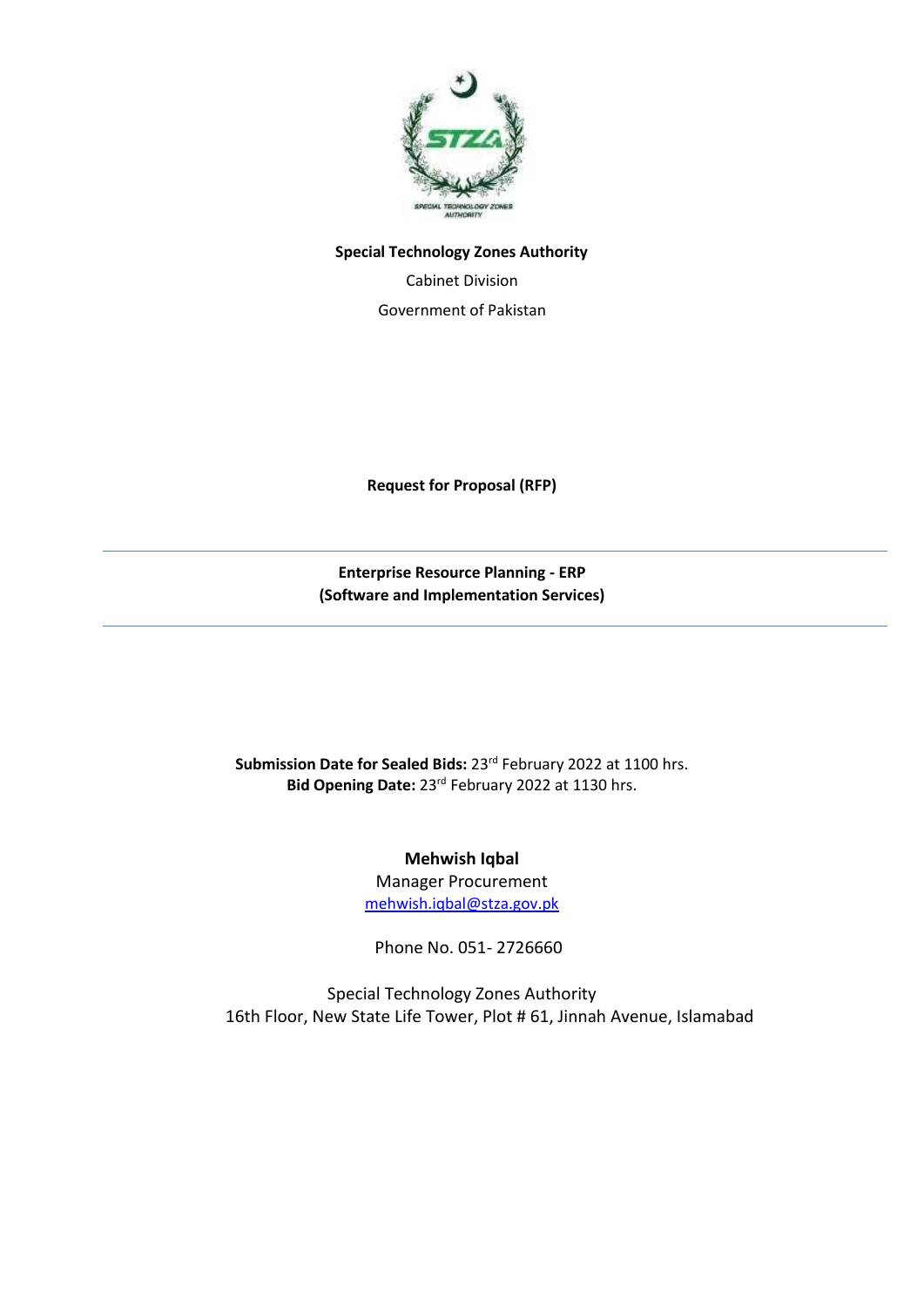**Special Technology Zones Authority**

Cabinet Division

Government of Pakistan

**Request for Proposal (RFP)**

---

**Enterprise Resource Planning - ERP**
**(Software and Implementation Services)**

---

**Submission Date for Sealed Bids:** 23rd February 2022 at 1100 hrs.
**Bid Opening Date:** 23rd February 2022 at 1130 hrs.

**Mehwish Iqbal**
Manager Procurement
mehwish.iqbal@stza.gov.pk

Phone No. 051- 2726660

Special Technology Zones Authority
16th Floor, New State Life Tower, Plot # 61, Jinnah Avenue, Islamabad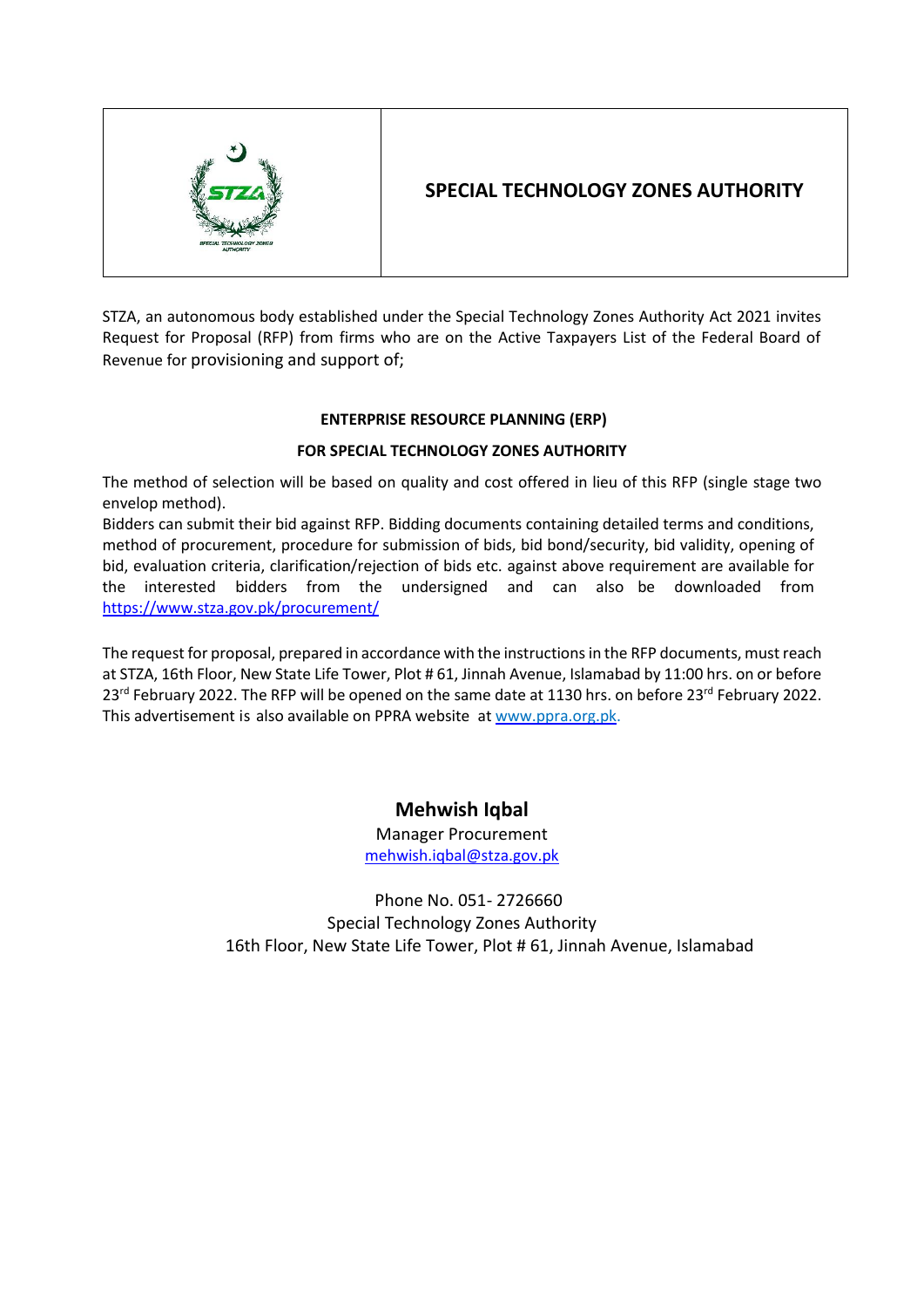| | SPECIAL TECHNOLOGY ZONES AUTHORITY |
|---|---|

STZA, an autonomous body established under the Special Technology Zones Authority Act 2021 invites Request for Proposal (RFP) from firms who are on the Active Taxpayers List of the Federal Board of Revenue for provisioning and support of;

**ENTERPRISE RESOURCE PLANNING (ERP)**

**FOR SPECIAL TECHNOLOGY ZONES AUTHORITY**

The method of selection will be based on quality and cost offered in lieu of this RFP (single stage two envelop method).
Bidders can submit their bid against RFP. Bidding documents containing detailed terms and conditions, method of procurement, procedure for submission of bids, bid bond/security, bid validity, opening of bid, evaluation criteria, clarification/rejection of bids etc. against above requirement are available for the interested bidders from the undersigned and can also be downloaded from https://www.stza.gov.pk/procurement/

The request for proposal, prepared in accordance with the instructions in the RFP documents, must reach at STZA, 16th Floor, New State Life Tower, Plot # 61, Jinnah Avenue, Islamabad by 11:00 hrs. on or before 23rd February 2022. The RFP will be opened on the same date at 1130 hrs. on before 23rd February 2022. This advertisement is also available on PPRA website at www.ppra.org.pk.

**Mehwish Iqbal**

Manager Procurement

mehwish.iqbal@stza.gov.pk

Phone No. 051- 2726660

Special Technology Zones Authority

16th Floor, New State Life Tower, Plot # 61, Jinnah Avenue, Islamabad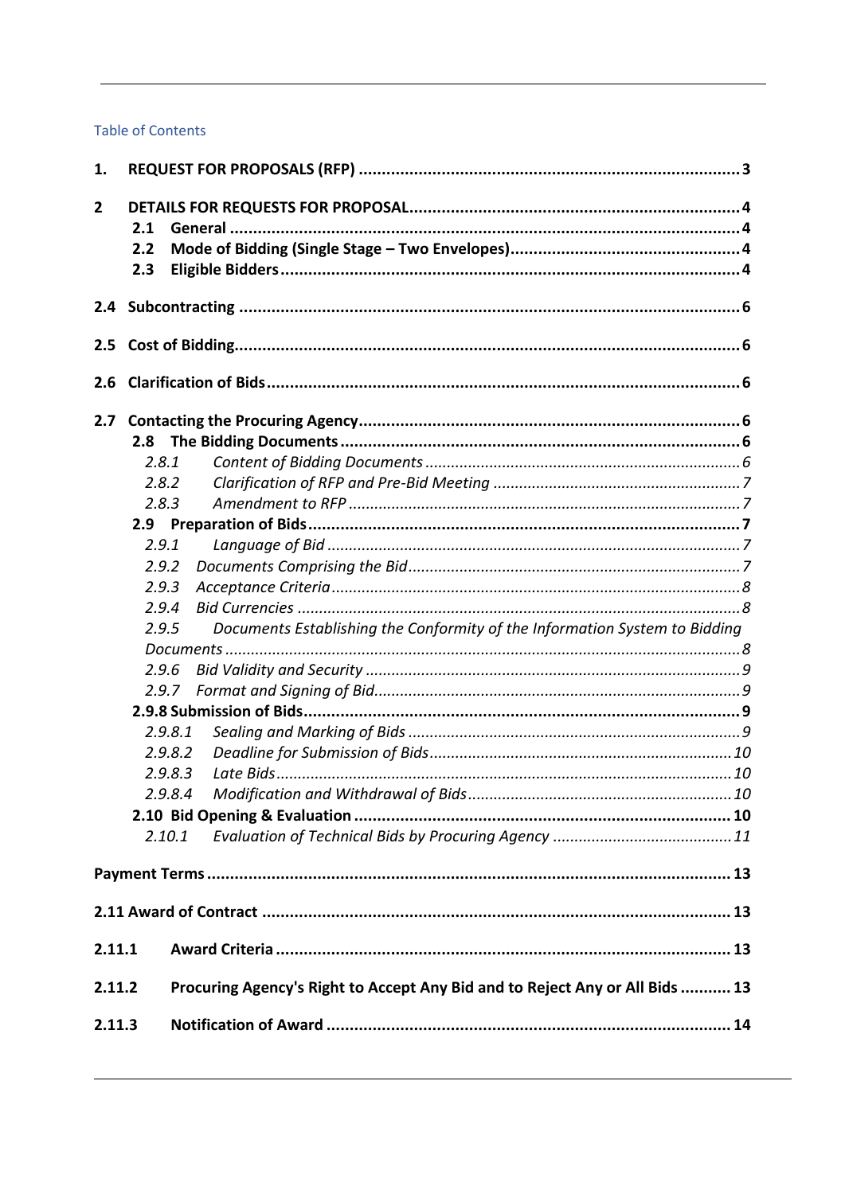Table of Contents

| | | |
|---|---|---|
| **1.** | **REQUEST FOR PROPOSALS (RFP)** | **3** |
| **2** | **DETAILS FOR REQUESTS FOR PROPOSAL** | **4** |
| | **2.1 General** | **4** |
| | **2.2 Mode of Bidding (Single Stage – Two Envelopes)** | **4** |
| | **2.3 Eligible Bidders** | **4** |
| **2.4** | **Subcontracting** | **6** |
| **2.5** | **Cost of Bidding** | **6** |
| **2.6** | **Clarification of Bids** | **6** |
| **2.7** | **Contacting the Procuring Agency** | **6** |
| | **2.8 The Bidding Documents** | **6** |
| | *2.8.1 Content of Bidding Documents* | *6* |
| | *2.8.2 Clarification of RFP and Pre-Bid Meeting* | *7* |
| | *2.8.3 Amendment to RFP* | *7* |
| | **2.9 Preparation of Bids** | **7** |
| | *2.9.1 Language of Bid* | *7* |
| | *2.9.2 Documents Comprising the Bid* | *7* |
| | *2.9.3 Acceptance Criteria* | *8* |
| | *2.9.4 Bid Currencies* | *8* |
| | *2.9.5 Documents Establishing the Conformity of the Information System to Bidding Documents* | *8* |
| | *2.9.6 Bid Validity and Security* | *9* |
| | *2.9.7 Format and Signing of Bid* | *9* |
| | **2.9.8 Submission of Bids** | **9** |
| | *2.9.8.1 Sealing and Marking of Bids* | *9* |
| | *2.9.8.2 Deadline for Submission of Bids* | *10* |
| | *2.9.8.3 Late Bids* | *10* |
| | *2.9.8.4 Modification and Withdrawal of Bids* | *10* |
| | **2.10 Bid Opening & Evaluation** | **10** |
| | *2.10.1 Evaluation of Technical Bids by Procuring Agency* | *11* |
| **Payment Terms** | | **13** |
| **2.11 Award of Contract** | | **13** |
| **2.11.1** | **Award Criteria** | **13** |
| **2.11.2** | **Procuring Agency's Right to Accept Any Bid and to Reject Any or All Bids** | **13** |
| **2.11.3** | **Notification of Award** | **14** |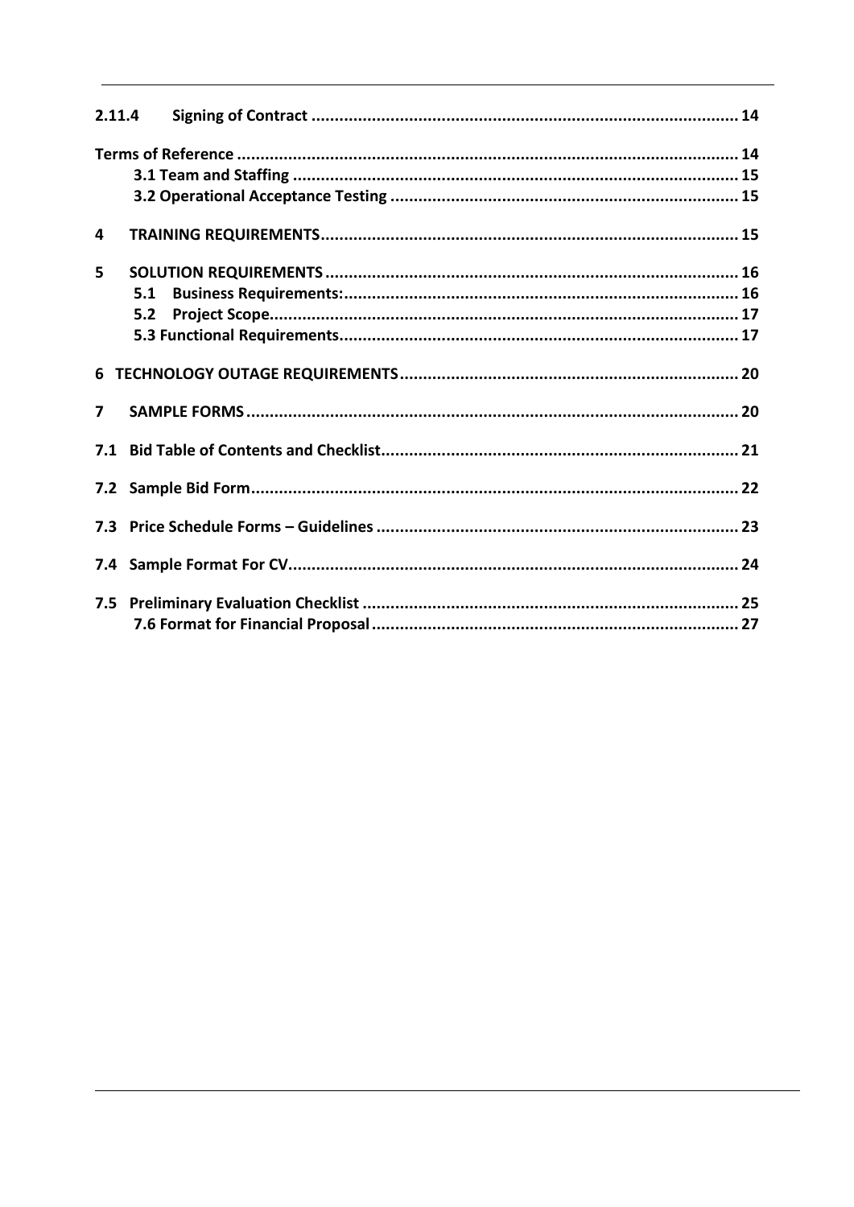| | | |
|---|---|---|
| **2.11.4** | **Signing of Contract** | **14** |
| **Terms of Reference** | | **14** |
| | **3.1 Team and Staffing** | **15** |
| | **3.2 Operational Acceptance Testing** | **15** |
| **4** | **TRAINING REQUIREMENTS** | **15** |
| **5** | **SOLUTION REQUIREMENTS** | **16** |
| | **5.1 Business Requirements:** | **16** |
| | **5.2 Project Scope** | **17** |
| | **5.3 Functional Requirements** | **17** |
| **6** | **TECHNOLOGY OUTAGE REQUIREMENTS** | **20** |
| **7** | **SAMPLE FORMS** | **20** |
| **7.1** | **Bid Table of Contents and Checklist** | **21** |
| **7.2** | **Sample Bid Form** | **22** |
| **7.3** | **Price Schedule Forms – Guidelines** | **23** |
| **7.4** | **Sample Format For CV** | **24** |
| **7.5** | **Preliminary Evaluation Checklist** | **25** |
| | **7.6 Format for Financial Proposal** | **27** |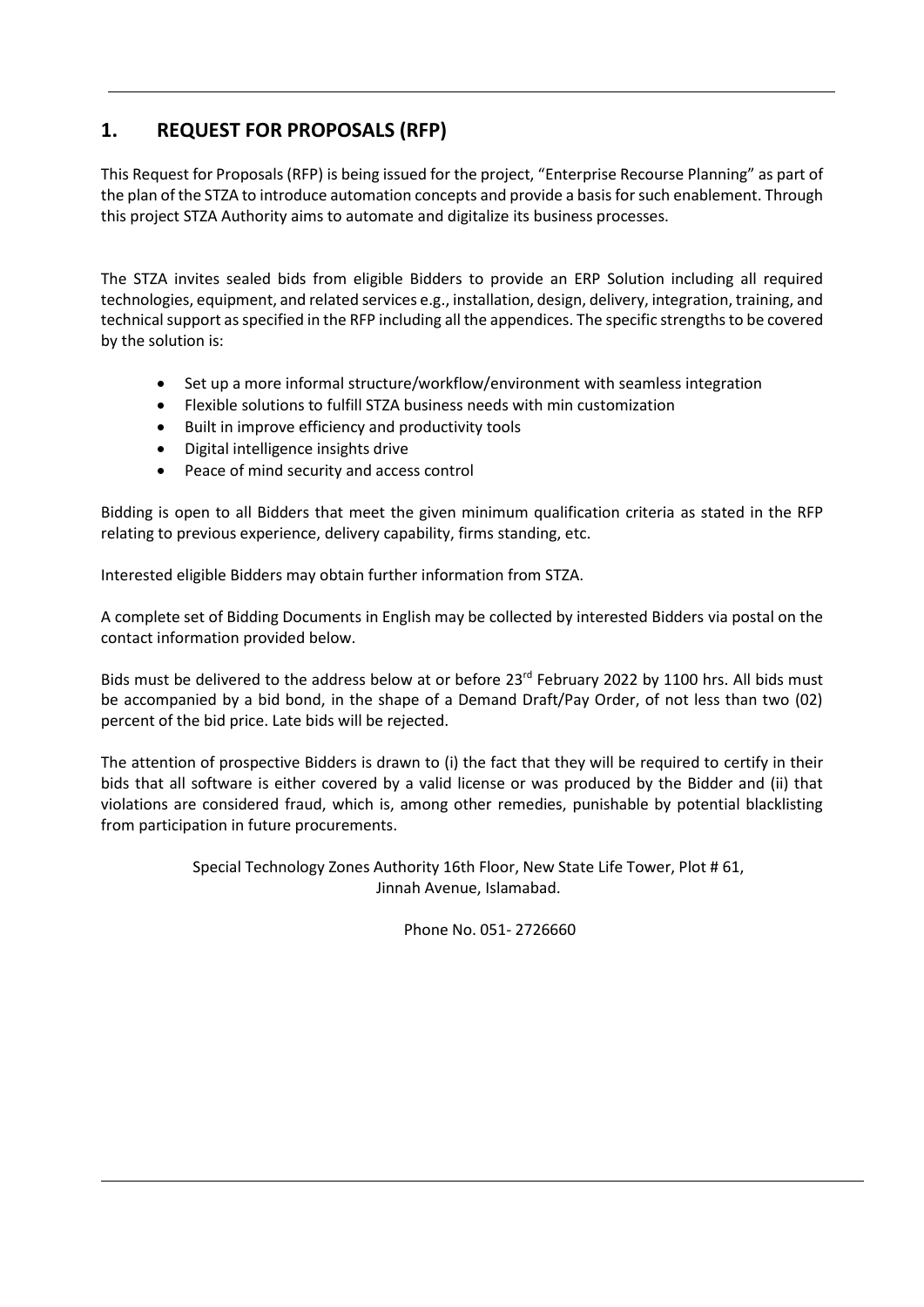## 1. REQUEST FOR PROPOSALS (RFP)

This Request for Proposals (RFP) is being issued for the project, "Enterprise Recourse Planning" as part of the plan of the STZA to introduce automation concepts and provide a basis for such enablement. Through this project STZA Authority aims to automate and digitalize its business processes.

The STZA invites sealed bids from eligible Bidders to provide an ERP Solution including all required technologies, equipment, and related services e.g., installation, design, delivery, integration, training, and technical support as specified in the RFP including all the appendices. The specific strengths to be covered by the solution is:

- Set up a more informal structure/workflow/environment with seamless integration
- Flexible solutions to fulfill STZA business needs with min customization
- Built in improve efficiency and productivity tools
- Digital intelligence insights drive
- Peace of mind security and access control

Bidding is open to all Bidders that meet the given minimum qualification criteria as stated in the RFP relating to previous experience, delivery capability, firms standing, etc.

Interested eligible Bidders may obtain further information from STZA.

A complete set of Bidding Documents in English may be collected by interested Bidders via postal on the contact information provided below.

Bids must be delivered to the address below at or before 23rd February 2022 by 1100 hrs. All bids must be accompanied by a bid bond, in the shape of a Demand Draft/Pay Order, of not less than two (02) percent of the bid price. Late bids will be rejected.

The attention of prospective Bidders is drawn to (i) the fact that they will be required to certify in their bids that all software is either covered by a valid license or was produced by the Bidder and (ii) that violations are considered fraud, which is, among other remedies, punishable by potential blacklisting from participation in future procurements.

Special Technology Zones Authority 16th Floor, New State Life Tower, Plot # 61, Jinnah Avenue, Islamabad.

Phone No. 051- 2726660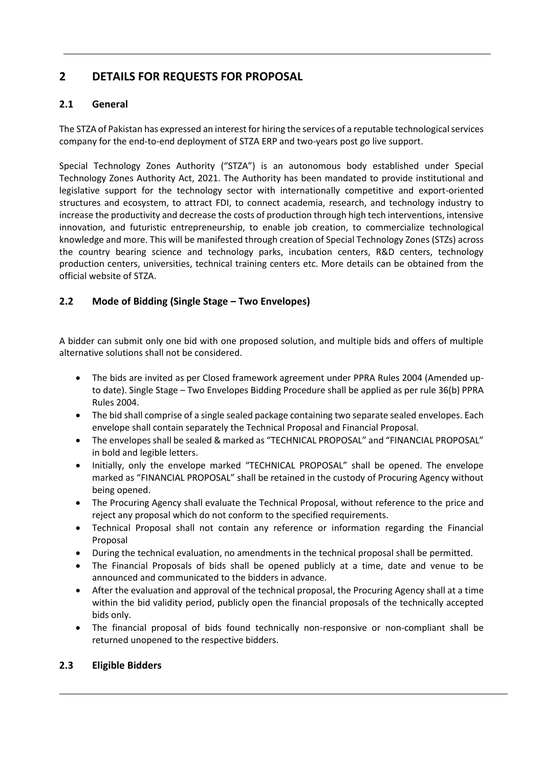# 2 DETAILS FOR REQUESTS FOR PROPOSAL

## 2.1 General

The STZA of Pakistan has expressed an interest for hiring the services of a reputable technological services company for the end-to-end deployment of STZA ERP and two-years post go live support.

Special Technology Zones Authority ("STZA") is an autonomous body established under Special Technology Zones Authority Act, 2021. The Authority has been mandated to provide institutional and legislative support for the technology sector with internationally competitive and export-oriented structures and ecosystem, to attract FDI, to connect academia, research, and technology industry to increase the productivity and decrease the costs of production through high tech interventions, intensive innovation, and futuristic entrepreneurship, to enable job creation, to commercialize technological knowledge and more. This will be manifested through creation of Special Technology Zones (STZs) across the country bearing science and technology parks, incubation centers, R&D centers, technology production centers, universities, technical training centers etc. More details can be obtained from the official website of STZA.

## 2.2 Mode of Bidding (Single Stage – Two Envelopes)

A bidder can submit only one bid with one proposed solution, and multiple bids and offers of multiple alternative solutions shall not be considered.

- The bids are invited as per Closed framework agreement under PPRA Rules 2004 (Amended up-to date). Single Stage – Two Envelopes Bidding Procedure shall be applied as per rule 36(b) PPRA Rules 2004.
- The bid shall comprise of a single sealed package containing two separate sealed envelopes. Each envelope shall contain separately the Technical Proposal and Financial Proposal.
- The envelopes shall be sealed & marked as "TECHNICAL PROPOSAL" and "FINANCIAL PROPOSAL" in bold and legible letters.
- Initially, only the envelope marked "TECHNICAL PROPOSAL" shall be opened. The envelope marked as "FINANCIAL PROPOSAL" shall be retained in the custody of Procuring Agency without being opened.
- The Procuring Agency shall evaluate the Technical Proposal, without reference to the price and reject any proposal which do not conform to the specified requirements.
- Technical Proposal shall not contain any reference or information regarding the Financial Proposal
- During the technical evaluation, no amendments in the technical proposal shall be permitted.
- The Financial Proposals of bids shall be opened publicly at a time, date and venue to be announced and communicated to the bidders in advance.
- After the evaluation and approval of the technical proposal, the Procuring Agency shall at a time within the bid validity period, publicly open the financial proposals of the technically accepted bids only.
- The financial proposal of bids found technically non-responsive or non-compliant shall be returned unopened to the respective bidders.

## 2.3 Eligible Bidders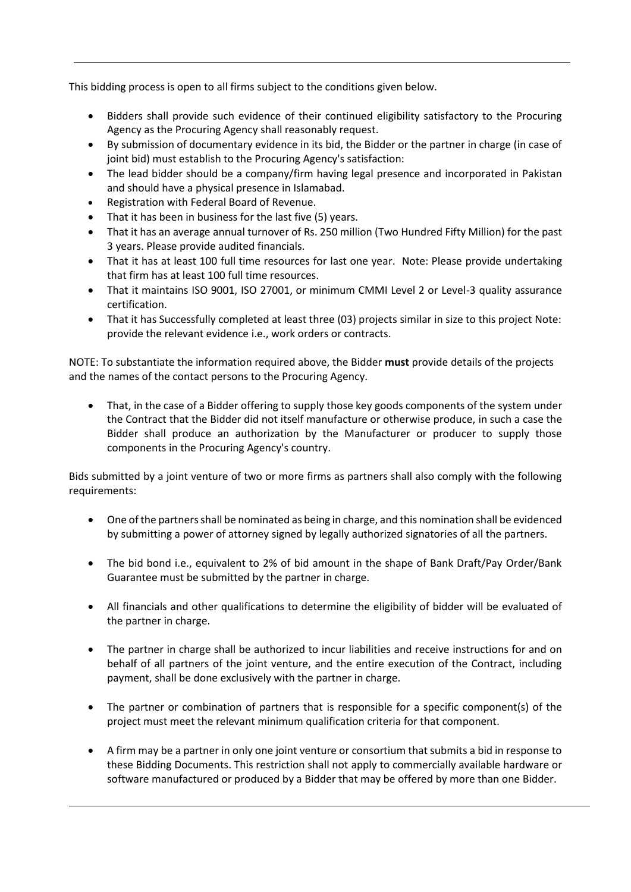This bidding process is open to all firms subject to the conditions given below.

- Bidders shall provide such evidence of their continued eligibility satisfactory to the Procuring Agency as the Procuring Agency shall reasonably request.
- By submission of documentary evidence in its bid, the Bidder or the partner in charge (in case of joint bid) must establish to the Procuring Agency's satisfaction:
- The lead bidder should be a company/firm having legal presence and incorporated in Pakistan and should have a physical presence in Islamabad.
- Registration with Federal Board of Revenue.
- That it has been in business for the last five (5) years.
- That it has an average annual turnover of Rs. 250 million (Two Hundred Fifty Million) for the past 3 years. Please provide audited financials.
- That it has at least 100 full time resources for last one year. Note: Please provide undertaking that firm has at least 100 full time resources.
- That it maintains ISO 9001, ISO 27001, or minimum CMMI Level 2 or Level-3 quality assurance certification.
- That it has Successfully completed at least three (03) projects similar in size to this project Note: provide the relevant evidence i.e., work orders or contracts.

NOTE: To substantiate the information required above, the Bidder **must** provide details of the projects and the names of the contact persons to the Procuring Agency.

- That, in the case of a Bidder offering to supply those key goods components of the system under the Contract that the Bidder did not itself manufacture or otherwise produce, in such a case the Bidder shall produce an authorization by the Manufacturer or producer to supply those components in the Procuring Agency's country.

Bids submitted by a joint venture of two or more firms as partners shall also comply with the following requirements:

- One of the partners shall be nominated as being in charge, and this nomination shall be evidenced by submitting a power of attorney signed by legally authorized signatories of all the partners.

- The bid bond i.e., equivalent to 2% of bid amount in the shape of Bank Draft/Pay Order/Bank Guarantee must be submitted by the partner in charge.

- All financials and other qualifications to determine the eligibility of bidder will be evaluated of the partner in charge.

- The partner in charge shall be authorized to incur liabilities and receive instructions for and on behalf of all partners of the joint venture, and the entire execution of the Contract, including payment, shall be done exclusively with the partner in charge.

- The partner or combination of partners that is responsible for a specific component(s) of the project must meet the relevant minimum qualification criteria for that component.

- A firm may be a partner in only one joint venture or consortium that submits a bid in response to these Bidding Documents. This restriction shall not apply to commercially available hardware or software manufactured or produced by a Bidder that may be offered by more than one Bidder.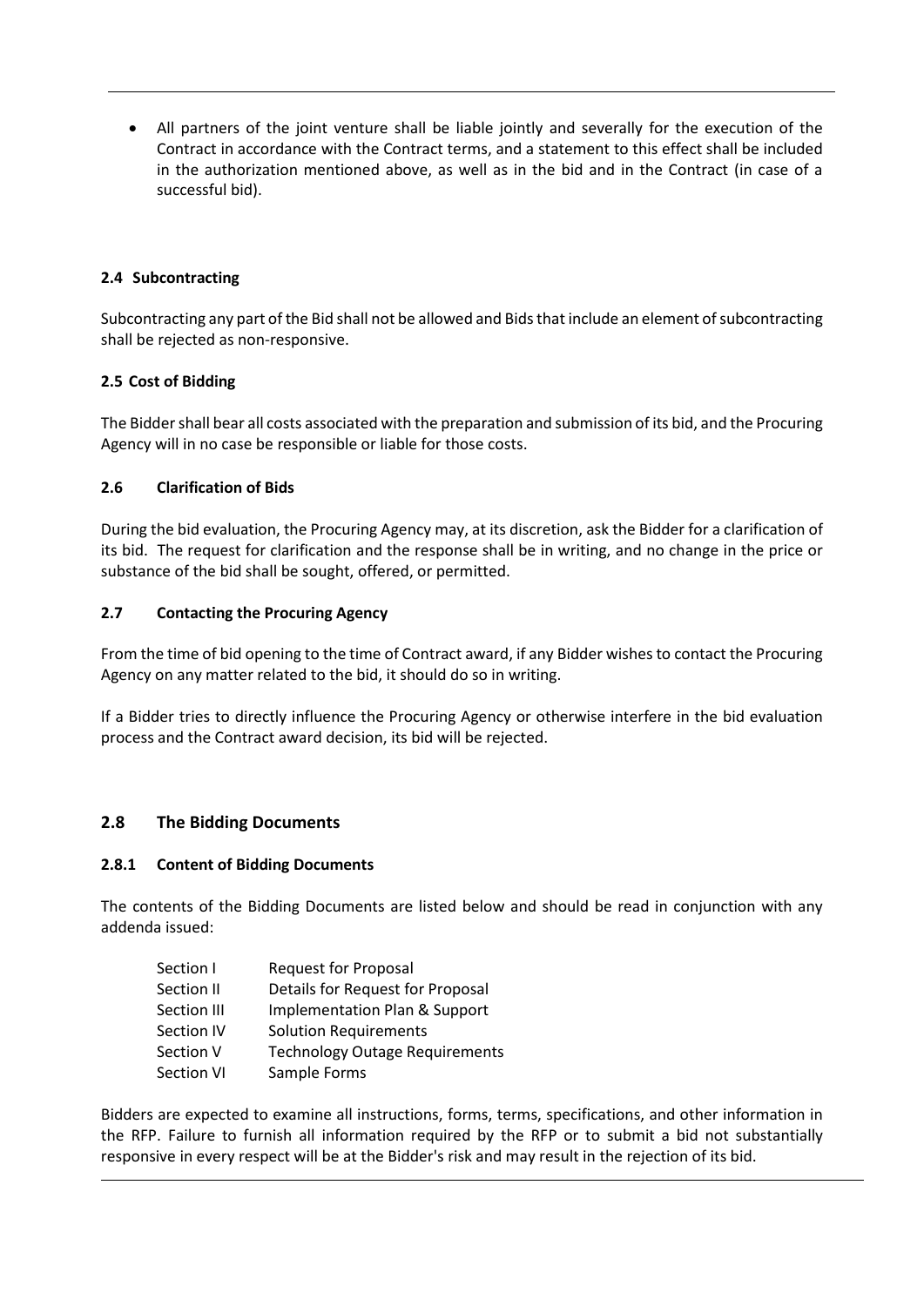- All partners of the joint venture shall be liable jointly and severally for the execution of the Contract in accordance with the Contract terms, and a statement to this effect shall be included in the authorization mentioned above, as well as in the bid and in the Contract (in case of a successful bid).

### 2.4 Subcontracting

Subcontracting any part of the Bid shall not be allowed and Bids that include an element of subcontracting shall be rejected as non-responsive.

### 2.5 Cost of Bidding

The Bidder shall bear all costs associated with the preparation and submission of its bid, and the Procuring Agency will in no case be responsible or liable for those costs.

### 2.6 Clarification of Bids

During the bid evaluation, the Procuring Agency may, at its discretion, ask the Bidder for a clarification of its bid. The request for clarification and the response shall be in writing, and no change in the price or substance of the bid shall be sought, offered, or permitted.

### 2.7 Contacting the Procuring Agency

From the time of bid opening to the time of Contract award, if any Bidder wishes to contact the Procuring Agency on any matter related to the bid, it should do so in writing.

If a Bidder tries to directly influence the Procuring Agency or otherwise interfere in the bid evaluation process and the Contract award decision, its bid will be rejected.

## 2.8 The Bidding Documents

### 2.8.1 Content of Bidding Documents

The contents of the Bidding Documents are listed below and should be read in conjunction with any addenda issued:

| | |
|---|---|
| Section I | Request for Proposal |
| Section II | Details for Request for Proposal |
| Section III | Implementation Plan & Support |
| Section IV | Solution Requirements |
| Section V | Technology Outage Requirements |
| Section VI | Sample Forms |

Bidders are expected to examine all instructions, forms, terms, specifications, and other information in the RFP. Failure to furnish all information required by the RFP or to submit a bid not substantially responsive in every respect will be at the Bidder's risk and may result in the rejection of its bid.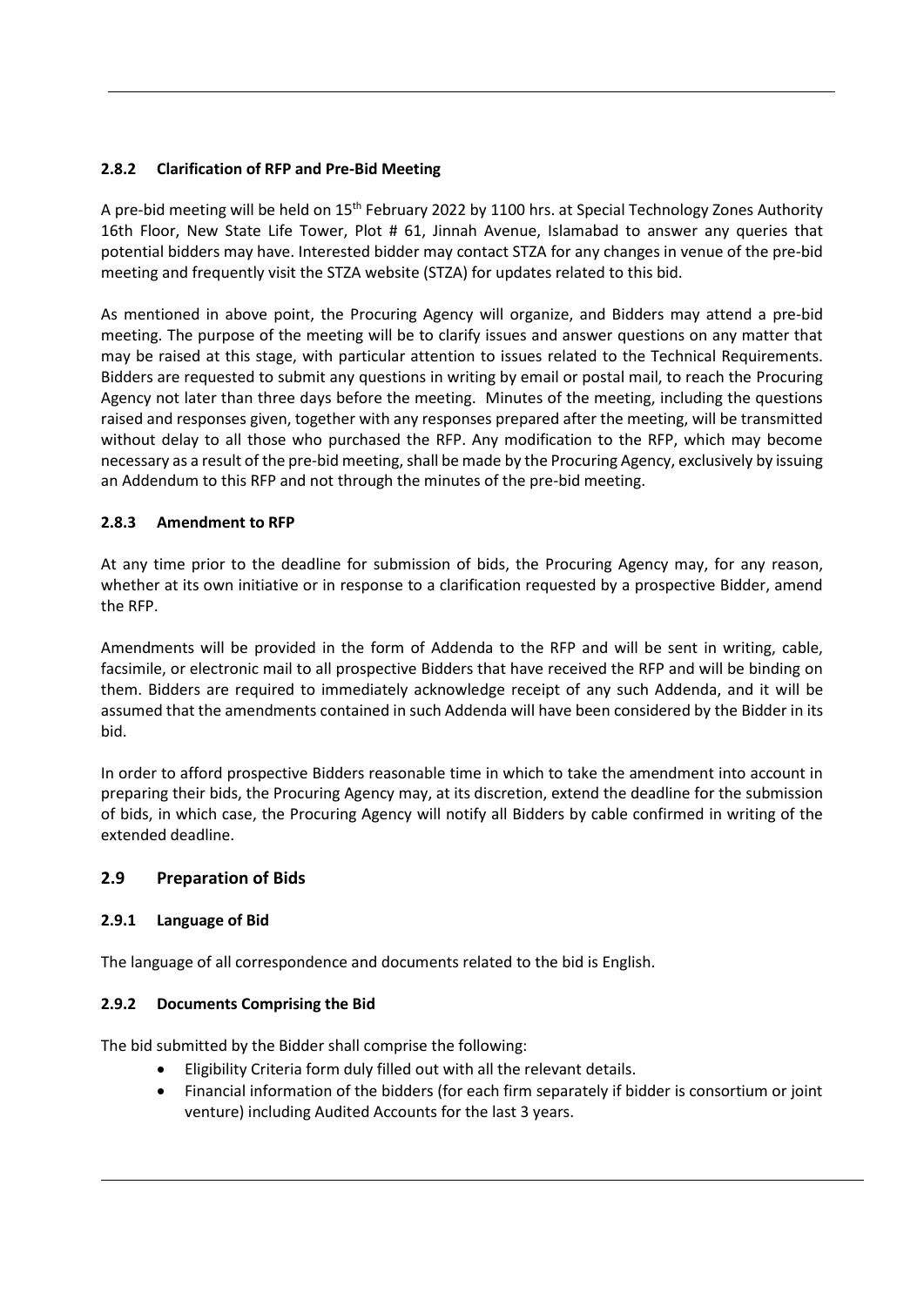#### 2.8.2 Clarification of RFP and Pre-Bid Meeting

A pre-bid meeting will be held on 15th February 2022 by 1100 hrs. at Special Technology Zones Authority 16th Floor, New State Life Tower, Plot # 61, Jinnah Avenue, Islamabad to answer any queries that potential bidders may have. Interested bidder may contact STZA for any changes in venue of the pre-bid meeting and frequently visit the STZA website (STZA) for updates related to this bid.

As mentioned in above point, the Procuring Agency will organize, and Bidders may attend a pre-bid meeting. The purpose of the meeting will be to clarify issues and answer questions on any matter that may be raised at this stage, with particular attention to issues related to the Technical Requirements. Bidders are requested to submit any questions in writing by email or postal mail, to reach the Procuring Agency not later than three days before the meeting. Minutes of the meeting, including the questions raised and responses given, together with any responses prepared after the meeting, will be transmitted without delay to all those who purchased the RFP. Any modification to the RFP, which may become necessary as a result of the pre-bid meeting, shall be made by the Procuring Agency, exclusively by issuing an Addendum to this RFP and not through the minutes of the pre-bid meeting.

#### 2.8.3 Amendment to RFP

At any time prior to the deadline for submission of bids, the Procuring Agency may, for any reason, whether at its own initiative or in response to a clarification requested by a prospective Bidder, amend the RFP.

Amendments will be provided in the form of Addenda to the RFP and will be sent in writing, cable, facsimile, or electronic mail to all prospective Bidders that have received the RFP and will be binding on them. Bidders are required to immediately acknowledge receipt of any such Addenda, and it will be assumed that the amendments contained in such Addenda will have been considered by the Bidder in its bid.

In order to afford prospective Bidders reasonable time in which to take the amendment into account in preparing their bids, the Procuring Agency may, at its discretion, extend the deadline for the submission of bids, in which case, the Procuring Agency will notify all Bidders by cable confirmed in writing of the extended deadline.

### 2.9 Preparation of Bids

#### 2.9.1 Language of Bid

The language of all correspondence and documents related to the bid is English.

#### 2.9.2 Documents Comprising the Bid

The bid submitted by the Bidder shall comprise the following:

- Eligibility Criteria form duly filled out with all the relevant details.
- Financial information of the bidders (for each firm separately if bidder is consortium or joint venture) including Audited Accounts for the last 3 years.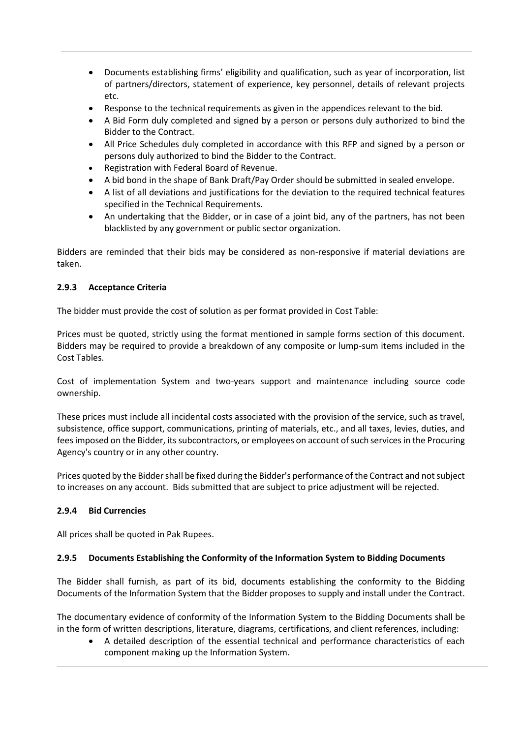- Documents establishing firms' eligibility and qualification, such as year of incorporation, list of partners/directors, statement of experience, key personnel, details of relevant projects etc.
- Response to the technical requirements as given in the appendices relevant to the bid.
- A Bid Form duly completed and signed by a person or persons duly authorized to bind the Bidder to the Contract.
- All Price Schedules duly completed in accordance with this RFP and signed by a person or persons duly authorized to bind the Bidder to the Contract.
- Registration with Federal Board of Revenue.
- A bid bond in the shape of Bank Draft/Pay Order should be submitted in sealed envelope.
- A list of all deviations and justifications for the deviation to the required technical features specified in the Technical Requirements.
- An undertaking that the Bidder, or in case of a joint bid, any of the partners, has not been blacklisted by any government or public sector organization.

Bidders are reminded that their bids may be considered as non-responsive if material deviations are taken.

### 2.9.3 Acceptance Criteria

The bidder must provide the cost of solution as per format provided in Cost Table:

Prices must be quoted, strictly using the format mentioned in sample forms section of this document. Bidders may be required to provide a breakdown of any composite or lump-sum items included in the Cost Tables.

Cost of implementation System and two-years support and maintenance including source code ownership.

These prices must include all incidental costs associated with the provision of the service, such as travel, subsistence, office support, communications, printing of materials, etc., and all taxes, levies, duties, and fees imposed on the Bidder, its subcontractors, or employees on account of such services in the Procuring Agency's country or in any other country.

Prices quoted by the Bidder shall be fixed during the Bidder's performance of the Contract and not subject to increases on any account. Bids submitted that are subject to price adjustment will be rejected.

### 2.9.4 Bid Currencies

All prices shall be quoted in Pak Rupees.

### 2.9.5 Documents Establishing the Conformity of the Information System to Bidding Documents

The Bidder shall furnish, as part of its bid, documents establishing the conformity to the Bidding Documents of the Information System that the Bidder proposes to supply and install under the Contract.

The documentary evidence of conformity of the Information System to the Bidding Documents shall be in the form of written descriptions, literature, diagrams, certifications, and client references, including:

- A detailed description of the essential technical and performance characteristics of each component making up the Information System.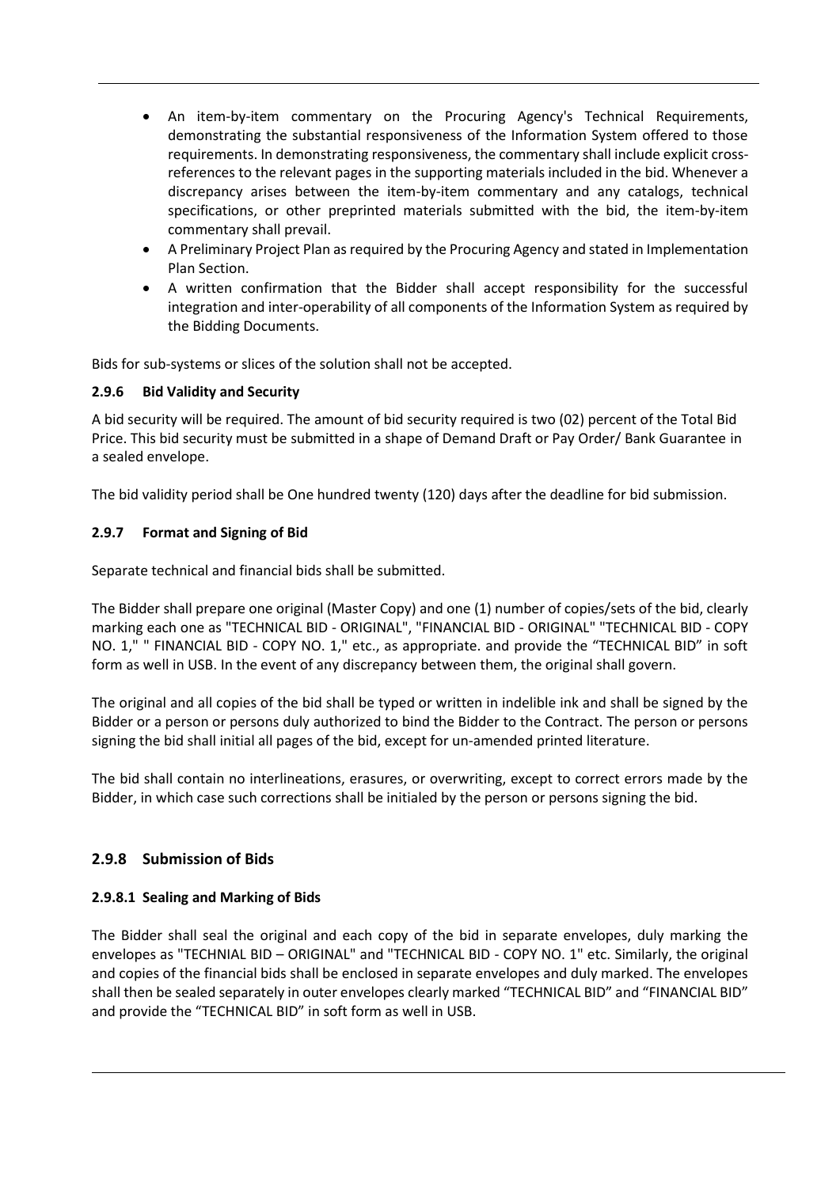- An item-by-item commentary on the Procuring Agency's Technical Requirements, demonstrating the substantial responsiveness of the Information System offered to those requirements. In demonstrating responsiveness, the commentary shall include explicit cross-references to the relevant pages in the supporting materials included in the bid. Whenever a discrepancy arises between the item-by-item commentary and any catalogs, technical specifications, or other preprinted materials submitted with the bid, the item-by-item commentary shall prevail.
- A Preliminary Project Plan as required by the Procuring Agency and stated in Implementation Plan Section.
- A written confirmation that the Bidder shall accept responsibility for the successful integration and inter-operability of all components of the Information System as required by the Bidding Documents.

Bids for sub-systems or slices of the solution shall not be accepted.

#### 2.9.6 Bid Validity and Security

A bid security will be required. The amount of bid security required is two (02) percent of the Total Bid Price. This bid security must be submitted in a shape of Demand Draft or Pay Order/ Bank Guarantee in a sealed envelope.

The bid validity period shall be One hundred twenty (120) days after the deadline for bid submission.

#### 2.9.7 Format and Signing of Bid

Separate technical and financial bids shall be submitted.

The Bidder shall prepare one original (Master Copy) and one (1) number of copies/sets of the bid, clearly marking each one as "TECHNICAL BID - ORIGINAL", "FINANCIAL BID - ORIGINAL" "TECHNICAL BID - COPY NO. 1," " FINANCIAL BID - COPY NO. 1," etc., as appropriate. and provide the "TECHNICAL BID" in soft form as well in USB. In the event of any discrepancy between them, the original shall govern.

The original and all copies of the bid shall be typed or written in indelible ink and shall be signed by the Bidder or a person or persons duly authorized to bind the Bidder to the Contract. The person or persons signing the bid shall initial all pages of the bid, except for un-amended printed literature.

The bid shall contain no interlineations, erasures, or overwriting, except to correct errors made by the Bidder, in which case such corrections shall be initialed by the person or persons signing the bid.

### 2.9.8 Submission of Bids

#### 2.9.8.1 Sealing and Marking of Bids

The Bidder shall seal the original and each copy of the bid in separate envelopes, duly marking the envelopes as "TECHNIAL BID – ORIGINAL" and "TECHNICAL BID - COPY NO. 1" etc. Similarly, the original and copies of the financial bids shall be enclosed in separate envelopes and duly marked. The envelopes shall then be sealed separately in outer envelopes clearly marked "TECHNICAL BID" and "FINANCIAL BID" and provide the "TECHNICAL BID" in soft form as well in USB.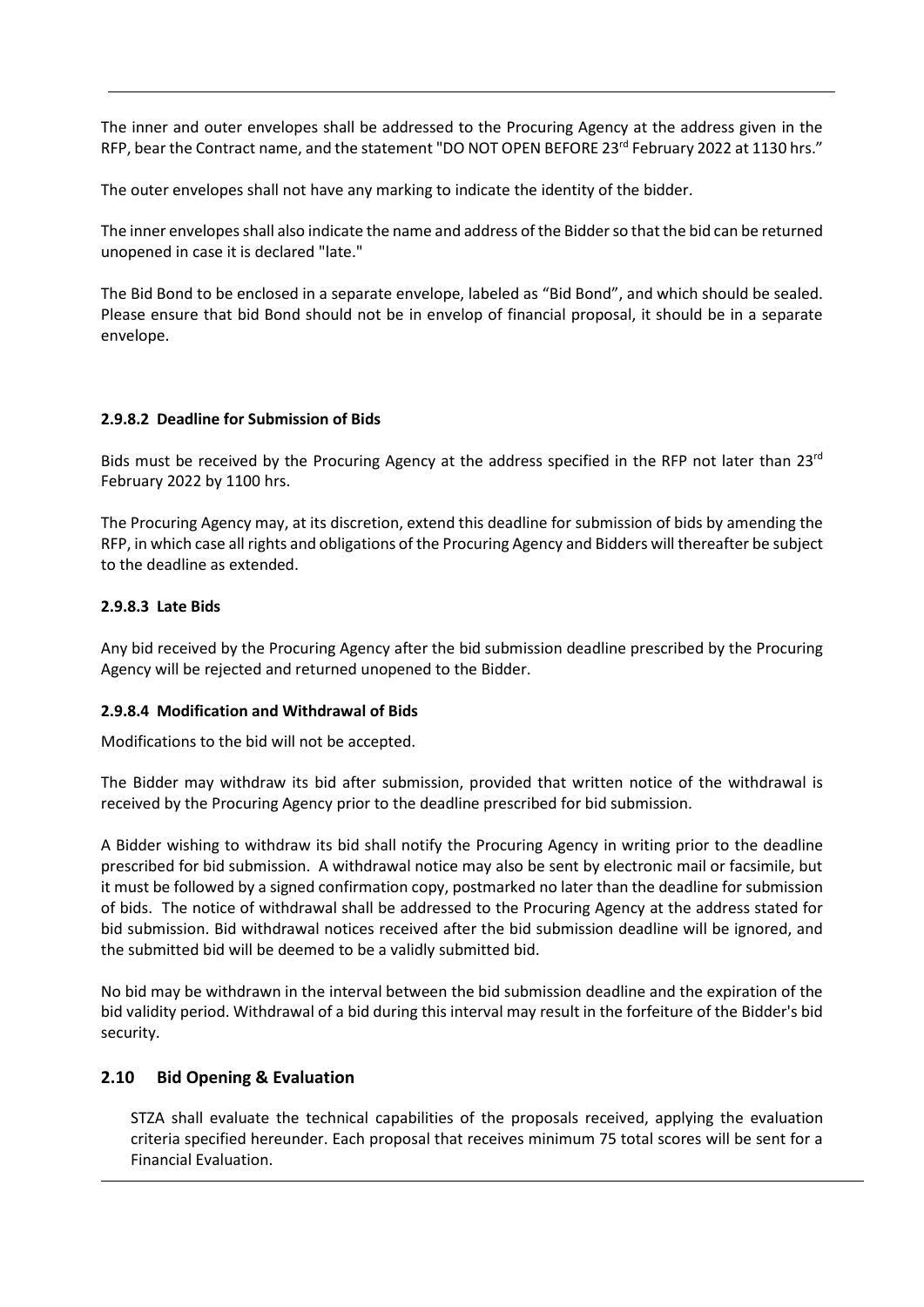The inner and outer envelopes shall be addressed to the Procuring Agency at the address given in the RFP, bear the Contract name, and the statement "DO NOT OPEN BEFORE 23rd February 2022 at 1130 hrs."

The outer envelopes shall not have any marking to indicate the identity of the bidder.

The inner envelopes shall also indicate the name and address of the Bidder so that the bid can be returned unopened in case it is declared "late."

The Bid Bond to be enclosed in a separate envelope, labeled as "Bid Bond", and which should be sealed. Please ensure that bid Bond should not be in envelop of financial proposal, it should be in a separate envelope.

#### 2.9.8.2 Deadline for Submission of Bids

Bids must be received by the Procuring Agency at the address specified in the RFP not later than 23rd February 2022 by 1100 hrs.

The Procuring Agency may, at its discretion, extend this deadline for submission of bids by amending the RFP, in which case all rights and obligations of the Procuring Agency and Bidders will thereafter be subject to the deadline as extended.

#### 2.9.8.3 Late Bids

Any bid received by the Procuring Agency after the bid submission deadline prescribed by the Procuring Agency will be rejected and returned unopened to the Bidder.

#### 2.9.8.4 Modification and Withdrawal of Bids

Modifications to the bid will not be accepted.

The Bidder may withdraw its bid after submission, provided that written notice of the withdrawal is received by the Procuring Agency prior to the deadline prescribed for bid submission.

A Bidder wishing to withdraw its bid shall notify the Procuring Agency in writing prior to the deadline prescribed for bid submission. A withdrawal notice may also be sent by electronic mail or facsimile, but it must be followed by a signed confirmation copy, postmarked no later than the deadline for submission of bids. The notice of withdrawal shall be addressed to the Procuring Agency at the address stated for bid submission. Bid withdrawal notices received after the bid submission deadline will be ignored, and the submitted bid will be deemed to be a validly submitted bid.

No bid may be withdrawn in the interval between the bid submission deadline and the expiration of the bid validity period. Withdrawal of a bid during this interval may result in the forfeiture of the Bidder's bid security.

### 2.10 Bid Opening & Evaluation

STZA shall evaluate the technical capabilities of the proposals received, applying the evaluation criteria specified hereunder. Each proposal that receives minimum 75 total scores will be sent for a Financial Evaluation.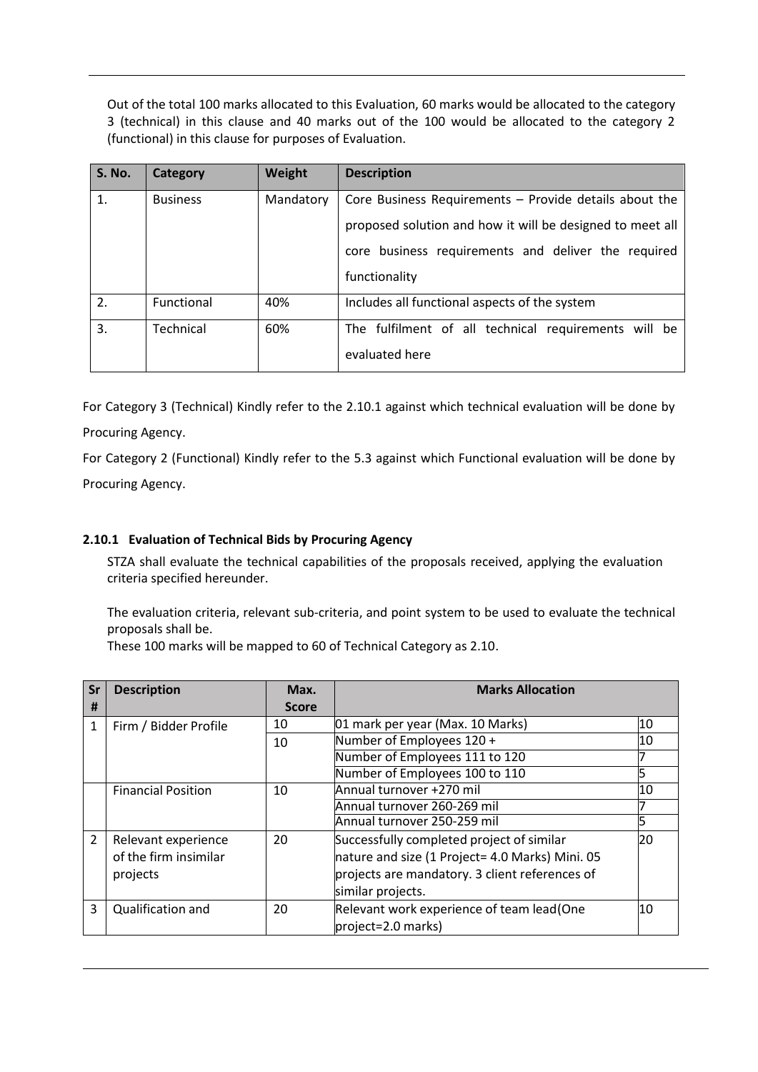Out of the total 100 marks allocated to this Evaluation, 60 marks would be allocated to the category 3 (technical) in this clause and 40 marks out of the 100 would be allocated to the category 2 (functional) in this clause for purposes of Evaluation.

| S. No. | Category | Weight | Description |
|---|---|---|---|
| 1. | Business | Mandatory | Core Business Requirements – Provide details about the proposed solution and how it will be designed to meet all core business requirements and deliver the required functionality |
| 2. | Functional | 40% | Includes all functional aspects of the system |
| 3. | Technical | 60% | The fulfilment of all technical requirements will be evaluated here |

For Category 3 (Technical) Kindly refer to the 2.10.1 against which technical evaluation will be done by Procuring Agency.

For Category 2 (Functional) Kindly refer to the 5.3 against which Functional evaluation will be done by Procuring Agency.

#### 2.10.1 Evaluation of Technical Bids by Procuring Agency

STZA shall evaluate the technical capabilities of the proposals received, applying the evaluation criteria specified hereunder.

The evaluation criteria, relevant sub-criteria, and point system to be used to evaluate the technical proposals shall be.

These 100 marks will be mapped to 60 of Technical Category as 2.10.

| Sr # | Description | Max. Score | Marks Allocation | |
|---|---|---|---|---|
| 1 | Firm / Bidder Profile | 10 | 01 mark per year (Max. 10 Marks) | 10 |
| | | 10 | Number of Employees 120 + | 10 |
| | | | Number of Employees 111 to 120 | 7 |
| | | | Number of Employees 100 to 110 | 5 |
| | Financial Position | 10 | Annual turnover +270 mil | 10 |
| | | | Annual turnover 260-269 mil | 7 |
| | | | Annual turnover 250-259 mil | 5 |
| 2 | Relevant experience of the firm insimilar projects | 20 | Successfully completed project of similar nature and size (1 Project= 4.0 Marks) Mini. 05 projects are mandatory. 3 client references of similar projects. | 20 |
| 3 | Qualification and | 20 | Relevant work experience of team lead(One project=2.0 marks) | 10 |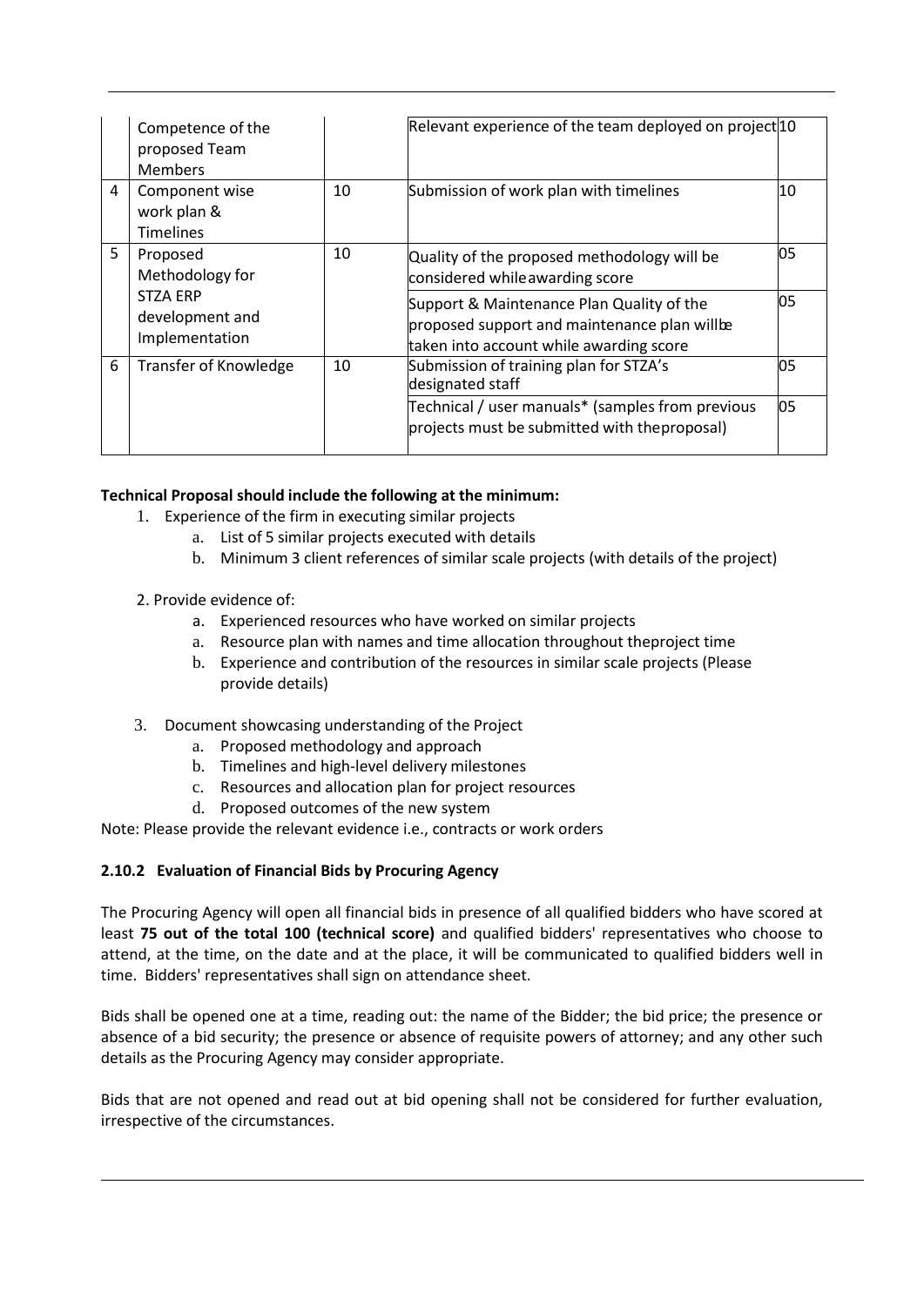| | Competence of the proposed Team Members | | Relevant experience of the team deployed on project | 10 |
|---|---|---|---|---|
| 4 | Component wise work plan & Timelines | 10 | Submission of work plan with timelines | 10 |
| 5 | Proposed Methodology for STZA ERP development and Implementation | 10 | Quality of the proposed methodology will be considered while awarding score | 05 |
| | | | Support & Maintenance Plan Quality of the proposed support and maintenance plan will be taken into account while awarding score | 05 |
| 6 | Transfer of Knowledge | 10 | Submission of training plan for STZA's designated staff | 05 |
| | | | Technical / user manuals* (samples from previous projects must be submitted with the proposal) | 05 |

**Technical Proposal should include the following at the minimum:**

1. Experience of the firm in executing similar projects
    a. List of 5 similar projects executed with details
    b. Minimum 3 client references of similar scale projects (with details of the project)

2. Provide evidence of:
    a. Experienced resources who have worked on similar projects
    a. Resource plan with names and time allocation throughout the project time
    b. Experience and contribution of the resources in similar scale projects (Please provide details)

3. Document showcasing understanding of the Project
    a. Proposed methodology and approach
    b. Timelines and high-level delivery milestones
    c. Resources and allocation plan for project resources
    d. Proposed outcomes of the new system

Note: Please provide the relevant evidence i.e., contracts or work orders

### 2.10.2 Evaluation of Financial Bids by Procuring Agency

The Procuring Agency will open all financial bids in presence of all qualified bidders who have scored at least **75 out of the total 100 (technical score)** and qualified bidders' representatives who choose to attend, at the time, on the date and at the place, it will be communicated to qualified bidders well in time. Bidders' representatives shall sign on attendance sheet.

Bids shall be opened one at a time, reading out: the name of the Bidder; the bid price; the presence or absence of a bid security; the presence or absence of requisite powers of attorney; and any other such details as the Procuring Agency may consider appropriate.

Bids that are not opened and read out at bid opening shall not be considered for further evaluation, irrespective of the circumstances.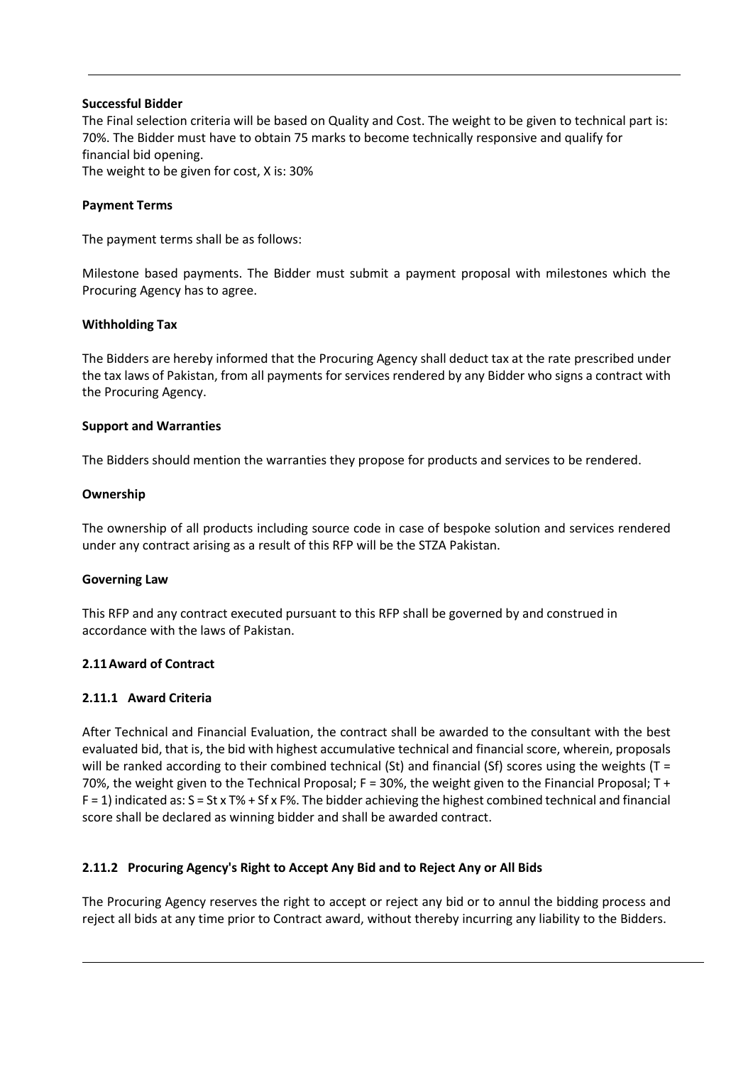**Successful Bidder**

The Final selection criteria will be based on Quality and Cost. The weight to be given to technical part is: 70%. The Bidder must have to obtain 75 marks to become technically responsive and qualify for financial bid opening.

The weight to be given for cost, X is: 30%

**Payment Terms**

The payment terms shall be as follows:

Milestone based payments. The Bidder must submit a payment proposal with milestones which the Procuring Agency has to agree.

**Withholding Tax**

The Bidders are hereby informed that the Procuring Agency shall deduct tax at the rate prescribed under the tax laws of Pakistan, from all payments for services rendered by any Bidder who signs a contract with the Procuring Agency.

**Support and Warranties**

The Bidders should mention the warranties they propose for products and services to be rendered.

**Ownership**

The ownership of all products including source code in case of bespoke solution and services rendered under any contract arising as a result of this RFP will be the STZA Pakistan.

**Governing Law**

This RFP and any contract executed pursuant to this RFP shall be governed by and construed in accordance with the laws of Pakistan.

## 2.11 Award of Contract

### 2.11.1 Award Criteria

After Technical and Financial Evaluation, the contract shall be awarded to the consultant with the best evaluated bid, that is, the bid with highest accumulative technical and financial score, wherein, proposals will be ranked according to their combined technical (St) and financial (Sf) scores using the weights ($T$ = 70%, the weight given to the Technical Proposal; $F$ = 30%, the weight given to the Financial Proposal; $T + F = 1$) indicated as: $S = St \times T\% + Sf \times F\%$. The bidder achieving the highest combined technical and financial score shall be declared as winning bidder and shall be awarded contract.

### 2.11.2 Procuring Agency's Right to Accept Any Bid and to Reject Any or All Bids

The Procuring Agency reserves the right to accept or reject any bid or to annul the bidding process and reject all bids at any time prior to Contract award, without thereby incurring any liability to the Bidders.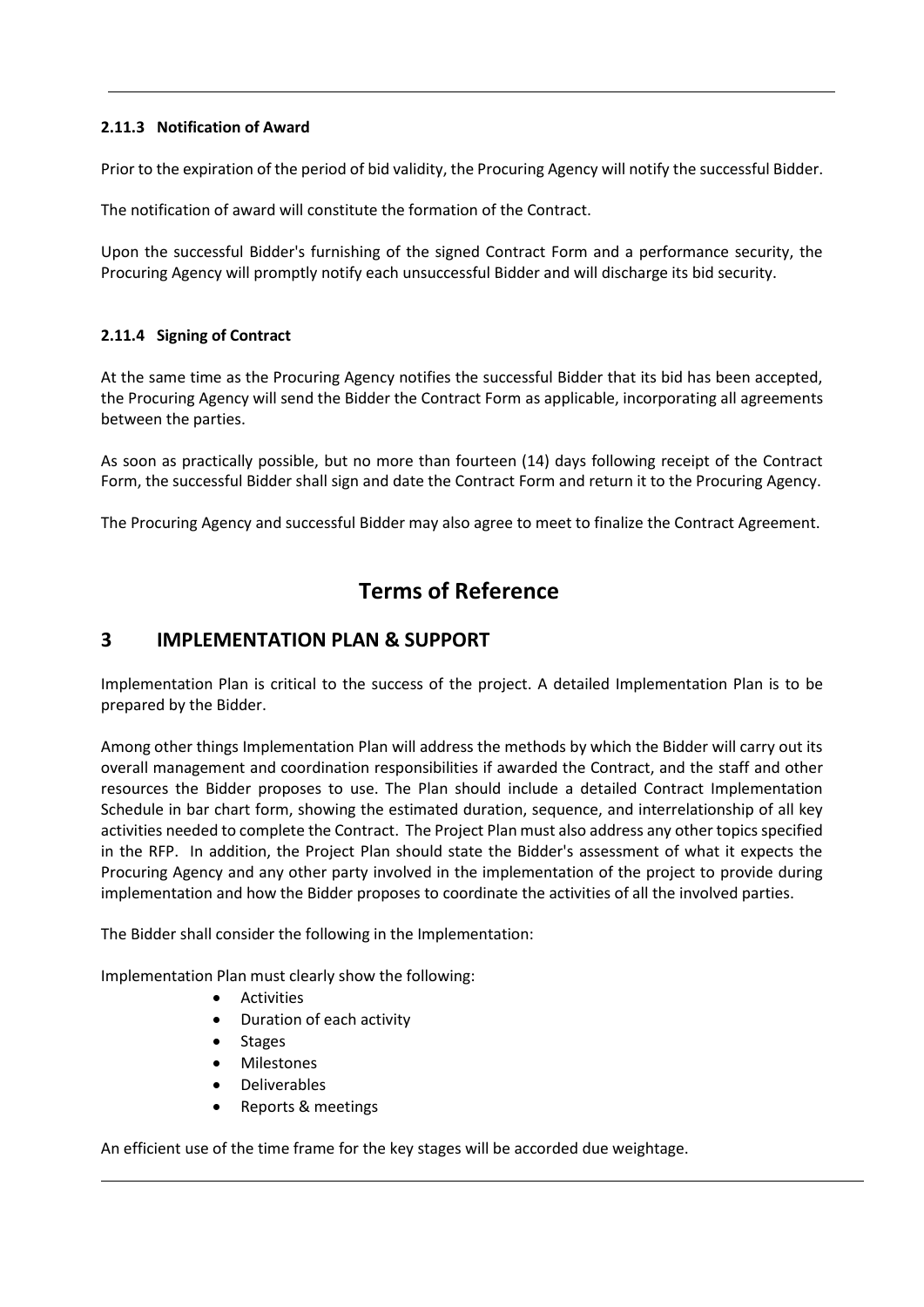#### 2.11.3 Notification of Award

Prior to the expiration of the period of bid validity, the Procuring Agency will notify the successful Bidder.

The notification of award will constitute the formation of the Contract.

Upon the successful Bidder's furnishing of the signed Contract Form and a performance security, the Procuring Agency will promptly notify each unsuccessful Bidder and will discharge its bid security.

#### 2.11.4 Signing of Contract

At the same time as the Procuring Agency notifies the successful Bidder that its bid has been accepted, the Procuring Agency will send the Bidder the Contract Form as applicable, incorporating all agreements between the parties.

As soon as practically possible, but no more than fourteen (14) days following receipt of the Contract Form, the successful Bidder shall sign and date the Contract Form and return it to the Procuring Agency.

The Procuring Agency and successful Bidder may also agree to meet to finalize the Contract Agreement.

# Terms of Reference

## 3 IMPLEMENTATION PLAN & SUPPORT

Implementation Plan is critical to the success of the project. A detailed Implementation Plan is to be prepared by the Bidder.

Among other things Implementation Plan will address the methods by which the Bidder will carry out its overall management and coordination responsibilities if awarded the Contract, and the staff and other resources the Bidder proposes to use. The Plan should include a detailed Contract Implementation Schedule in bar chart form, showing the estimated duration, sequence, and interrelationship of all key activities needed to complete the Contract. The Project Plan must also address any other topics specified in the RFP. In addition, the Project Plan should state the Bidder's assessment of what it expects the Procuring Agency and any other party involved in the implementation of the project to provide during implementation and how the Bidder proposes to coordinate the activities of all the involved parties.

The Bidder shall consider the following in the Implementation:

Implementation Plan must clearly show the following:

- Activities
- Duration of each activity
- Stages
- Milestones
- Deliverables
- Reports & meetings

An efficient use of the time frame for the key stages will be accorded due weightage.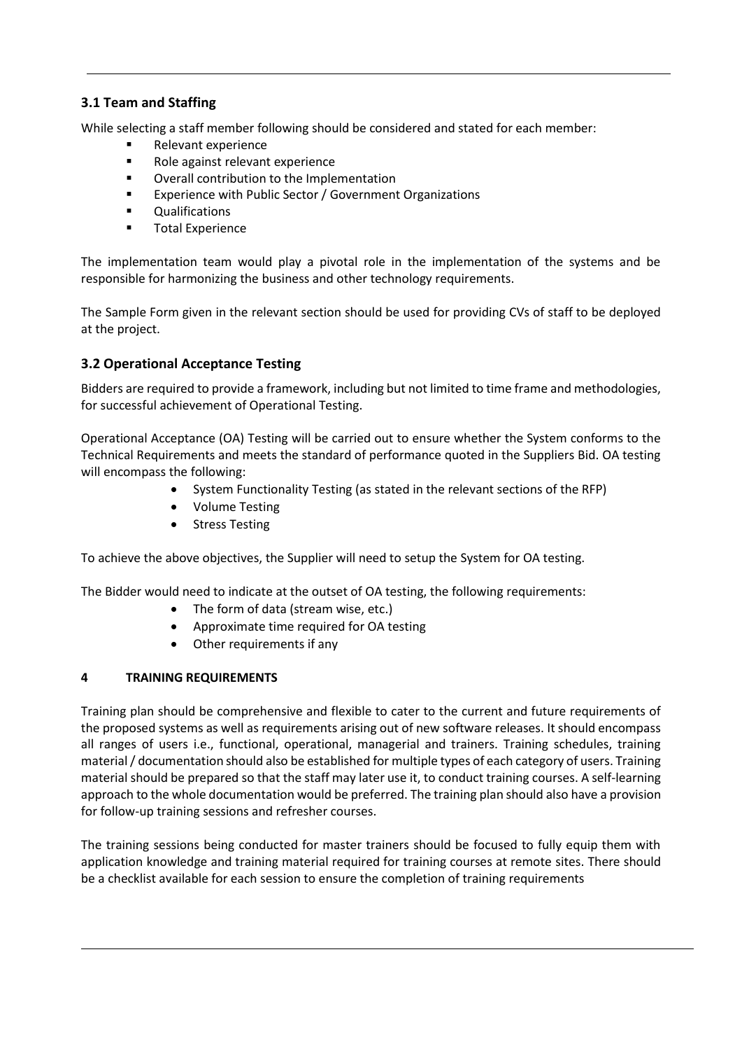### 3.1 Team and Staffing

While selecting a staff member following should be considered and stated for each member:

- Relevant experience
- Role against relevant experience
- Overall contribution to the Implementation
- Experience with Public Sector / Government Organizations
- Qualifications
- Total Experience

The implementation team would play a pivotal role in the implementation of the systems and be responsible for harmonizing the business and other technology requirements.

The Sample Form given in the relevant section should be used for providing CVs of staff to be deployed at the project.

### 3.2 Operational Acceptance Testing

Bidders are required to provide a framework, including but not limited to time frame and methodologies, for successful achievement of Operational Testing.

Operational Acceptance (OA) Testing will be carried out to ensure whether the System conforms to the Technical Requirements and meets the standard of performance quoted in the Suppliers Bid. OA testing will encompass the following:

- System Functionality Testing (as stated in the relevant sections of the RFP)
- Volume Testing
- Stress Testing

To achieve the above objectives, the Supplier will need to setup the System for OA testing.

The Bidder would need to indicate at the outset of OA testing, the following requirements:

- The form of data (stream wise, etc.)
- Approximate time required for OA testing
- Other requirements if any

## 4 TRAINING REQUIREMENTS

Training plan should be comprehensive and flexible to cater to the current and future requirements of the proposed systems as well as requirements arising out of new software releases. It should encompass all ranges of users i.e., functional, operational, managerial and trainers. Training schedules, training material / documentation should also be established for multiple types of each category of users. Training material should be prepared so that the staff may later use it, to conduct training courses. A self-learning approach to the whole documentation would be preferred. The training plan should also have a provision for follow-up training sessions and refresher courses.

The training sessions being conducted for master trainers should be focused to fully equip them with application knowledge and training material required for training courses at remote sites. There should be a checklist available for each session to ensure the completion of training requirements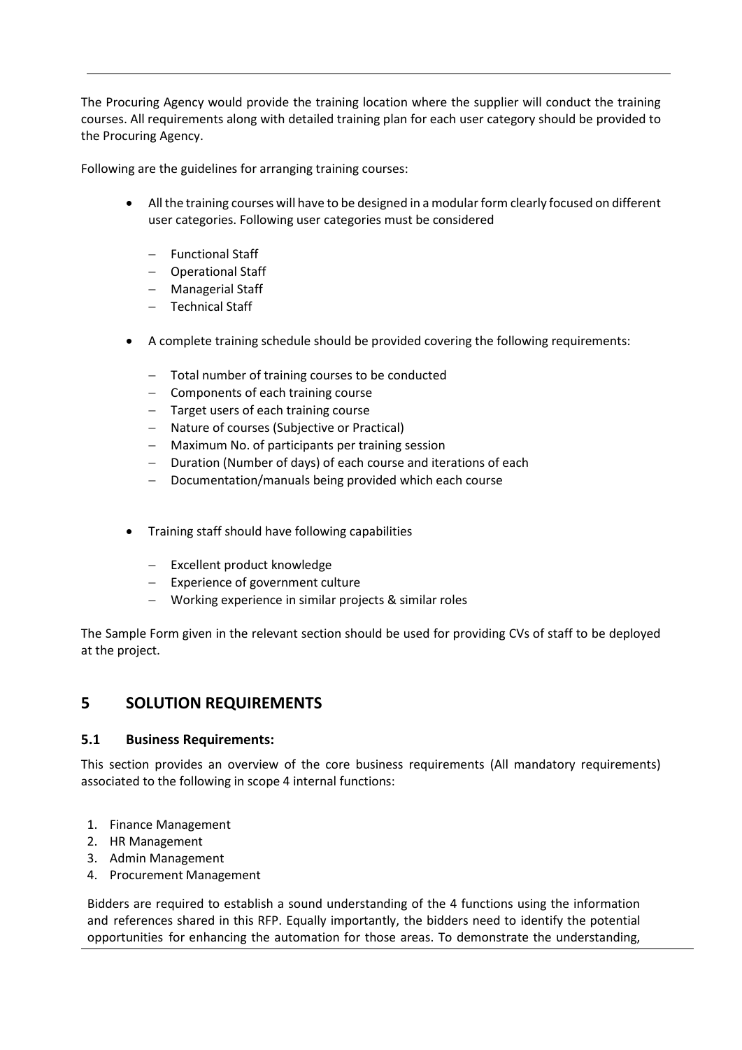The Procuring Agency would provide the training location where the supplier will conduct the training courses. All requirements along with detailed training plan for each user category should be provided to the Procuring Agency.

Following are the guidelines for arranging training courses:

- All the training courses will have to be designed in a modular form clearly focused on different user categories. Following user categories must be considered
  - Functional Staff
  - Operational Staff
  - Managerial Staff
  - Technical Staff
- A complete training schedule should be provided covering the following requirements:
  - Total number of training courses to be conducted
  - Components of each training course
  - Target users of each training course
  - Nature of courses (Subjective or Practical)
  - Maximum No. of participants per training session
  - Duration (Number of days) of each course and iterations of each
  - Documentation/manuals being provided which each course
- Training staff should have following capabilities
  - Excellent product knowledge
  - Experience of government culture
  - Working experience in similar projects & similar roles

The Sample Form given in the relevant section should be used for providing CVs of staff to be deployed at the project.

## 5 SOLUTION REQUIREMENTS

### 5.1 Business Requirements:

This section provides an overview of the core business requirements (All mandatory requirements) associated to the following in scope 4 internal functions:

1. Finance Management
2. HR Management
3. Admin Management
4. Procurement Management

Bidders are required to establish a sound understanding of the 4 functions using the information and references shared in this RFP. Equally importantly, the bidders need to identify the potential opportunities for enhancing the automation for those areas. To demonstrate the understanding,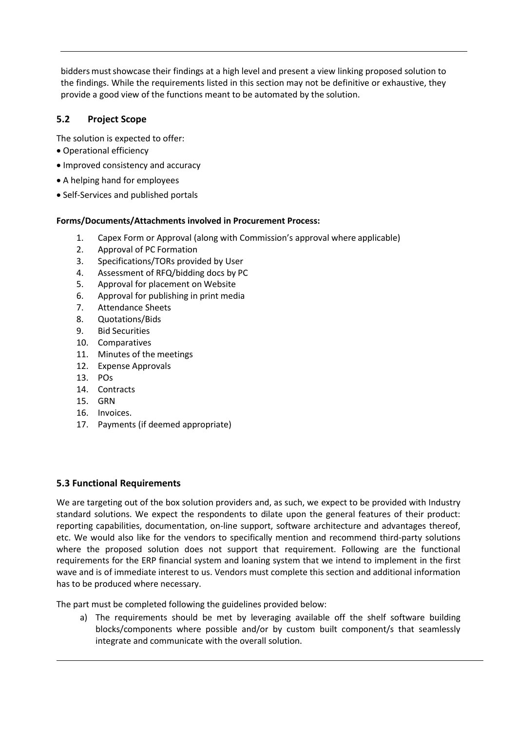bidders must showcase their findings at a high level and present a view linking proposed solution to the findings. While the requirements listed in this section may not be definitive or exhaustive, they provide a good view of the functions meant to be automated by the solution.

## 5.2 Project Scope

The solution is expected to offer:

- Operational efficiency
- Improved consistency and accuracy
- A helping hand for employees
- Self-Services and published portals

**Forms/Documents/Attachments involved in Procurement Process:**

1. Capex Form or Approval (along with Commission's approval where applicable)
2. Approval of PC Formation
3. Specifications/TORs provided by User
4. Assessment of RFQ/bidding docs by PC
5. Approval for placement on Website
6. Approval for publishing in print media
7. Attendance Sheets
8. Quotations/Bids
9. Bid Securities
10. Comparatives
11. Minutes of the meetings
12. Expense Approvals
13. POs
14. Contracts
15. GRN
16. Invoices.
17. Payments (if deemed appropriate)

## 5.3 Functional Requirements

We are targeting out of the box solution providers and, as such, we expect to be provided with Industry standard solutions. We expect the respondents to dilate upon the general features of their product: reporting capabilities, documentation, on-line support, software architecture and advantages thereof, etc. We would also like for the vendors to specifically mention and recommend third-party solutions where the proposed solution does not support that requirement. Following are the functional requirements for the ERP financial system and loaning system that we intend to implement in the first wave and is of immediate interest to us. Vendors must complete this section and additional information has to be produced where necessary.

The part must be completed following the guidelines provided below:

a) The requirements should be met by leveraging available off the shelf software building blocks/components where possible and/or by custom built component/s that seamlessly integrate and communicate with the overall solution.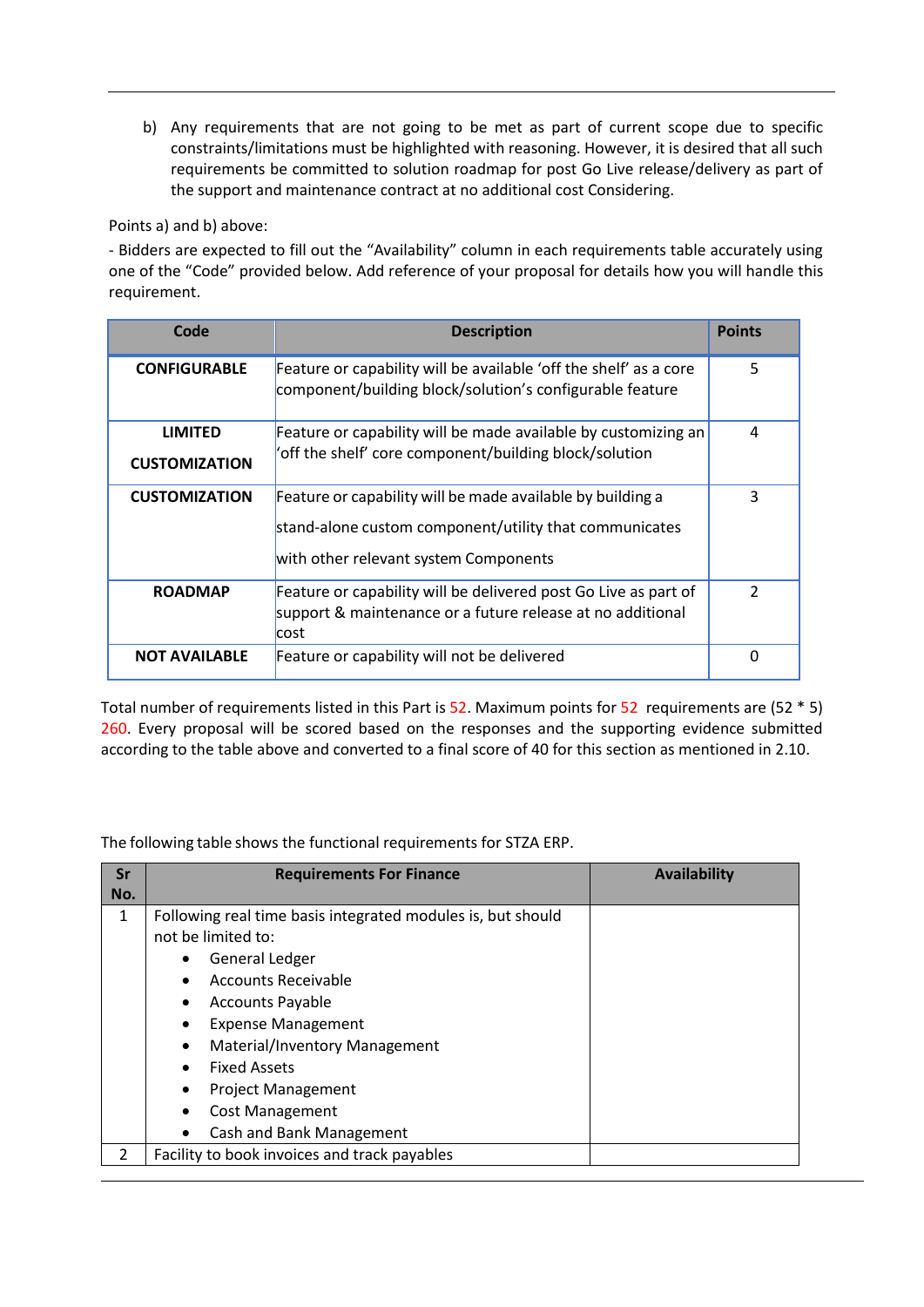b) Any requirements that are not going to be met as part of current scope due to specific constraints/limitations must be highlighted with reasoning. However, it is desired that all such requirements be committed to solution roadmap for post Go Live release/delivery as part of the support and maintenance contract at no additional cost Considering.

Points a) and b) above:

- Bidders are expected to fill out the "Availability" column in each requirements table accurately using one of the "Code" provided below. Add reference of your proposal for details how you will handle this requirement.

| Code | Description | Points |
|---|---|---|
| **CONFIGURABLE** | Feature or capability will be available 'off the shelf' as a core component/building block/solution's configurable feature | 5 |
| **LIMITED CUSTOMIZATION** | Feature or capability will be made available by customizing an 'off the shelf' core component/building block/solution | 4 |
| **CUSTOMIZATION** | Feature or capability will be made available by building a stand-alone custom component/utility that communicates with other relevant system Components | 3 |
| **ROADMAP** | Feature or capability will be delivered post Go Live as part of support & maintenance or a future release at no additional cost | 2 |
| **NOT AVAILABLE** | Feature or capability will not be delivered | 0 |

Total number of requirements listed in this Part is 52. Maximum points for 52 requirements are (52 * 5) 260. Every proposal will be scored based on the responses and the supporting evidence submitted according to the table above and converted to a final score of 40 for this section as mentioned in 2.10.

The following table shows the functional requirements for STZA ERP.

| Sr No. | Requirements For Finance | Availability |
|---|---|---|
| 1 | Following real time basis integrated modules is, but should not be limited to:<br>• General Ledger<br>• Accounts Receivable<br>• Accounts Payable<br>• Expense Management<br>• Material/Inventory Management<br>• Fixed Assets<br>• Project Management<br>• Cost Management<br>• Cash and Bank Management | |
| 2 | Facility to book invoices and track payables | |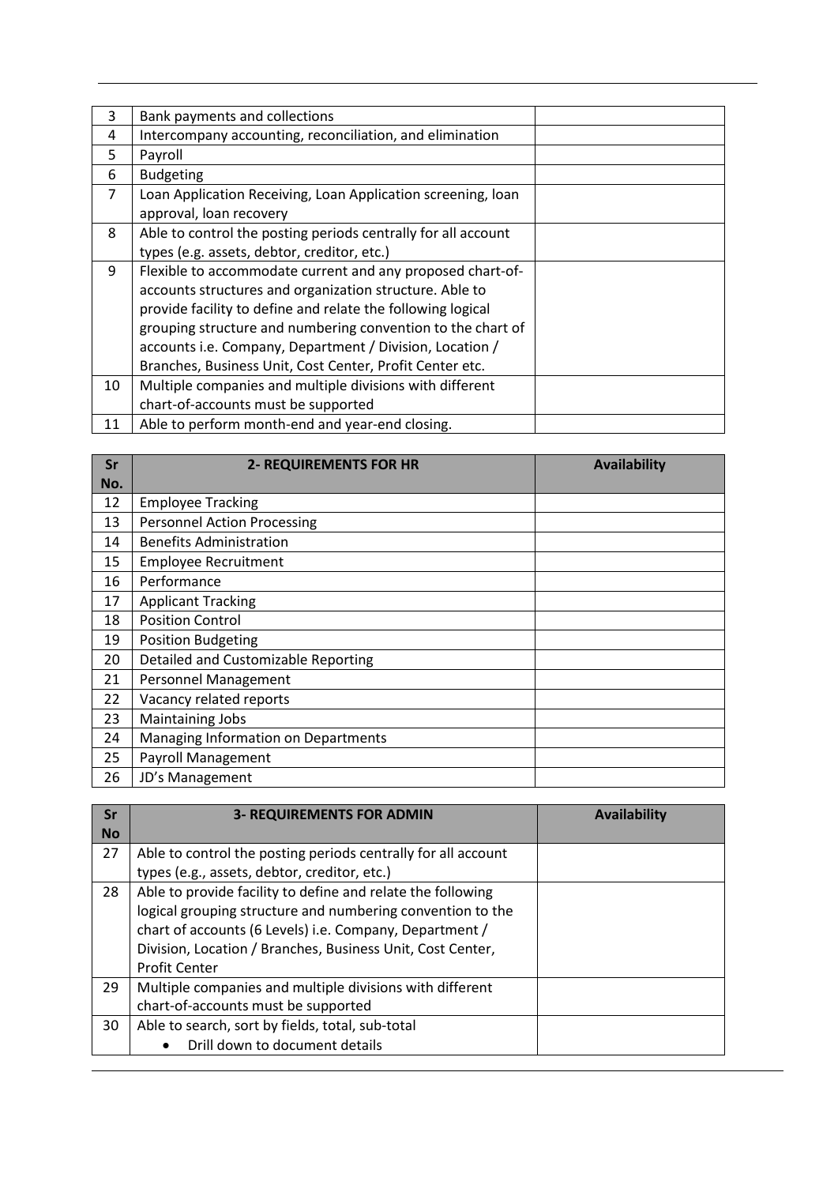| | | |
|---|---|---|
| 3 | Bank payments and collections | |
| 4 | Intercompany accounting, reconciliation, and elimination | |
| 5 | Payroll | |
| 6 | Budgeting | |
| 7 | Loan Application Receiving, Loan Application screening, loan approval, loan recovery | |
| 8 | Able to control the posting periods centrally for all account types (e.g. assets, debtor, creditor, etc.) | |
| 9 | Flexible to accommodate current and any proposed chart-of-accounts structures and organization structure. Able to provide facility to define and relate the following logical grouping structure and numbering convention to the chart of accounts i.e. Company, Department / Division, Location / Branches, Business Unit, Cost Center, Profit Center etc. | |
| 10 | Multiple companies and multiple divisions with different chart-of-accounts must be supported | |
| 11 | Able to perform month-end and year-end closing. | |

| Sr No. | 2- REQUIREMENTS FOR HR | Availability |
|---|---|---|
| 12 | Employee Tracking | |
| 13 | Personnel Action Processing | |
| 14 | Benefits Administration | |
| 15 | Employee Recruitment | |
| 16 | Performance | |
| 17 | Applicant Tracking | |
| 18 | Position Control | |
| 19 | Position Budgeting | |
| 20 | Detailed and Customizable Reporting | |
| 21 | Personnel Management | |
| 22 | Vacancy related reports | |
| 23 | Maintaining Jobs | |
| 24 | Managing Information on Departments | |
| 25 | Payroll Management | |
| 26 | JD's Management | |

| Sr No | 3- REQUIREMENTS FOR ADMIN | Availability |
|---|---|---|
| 27 | Able to control the posting periods centrally for all account types (e.g., assets, debtor, creditor, etc.) | |
| 28 | Able to provide facility to define and relate the following logical grouping structure and numbering convention to the chart of accounts (6 Levels) i.e. Company, Department / Division, Location / Branches, Business Unit, Cost Center, Profit Center | |
| 29 | Multiple companies and multiple divisions with different chart-of-accounts must be supported | |
| 30 | Able to search, sort by fields, total, sub-total<br>• Drill down to document details | |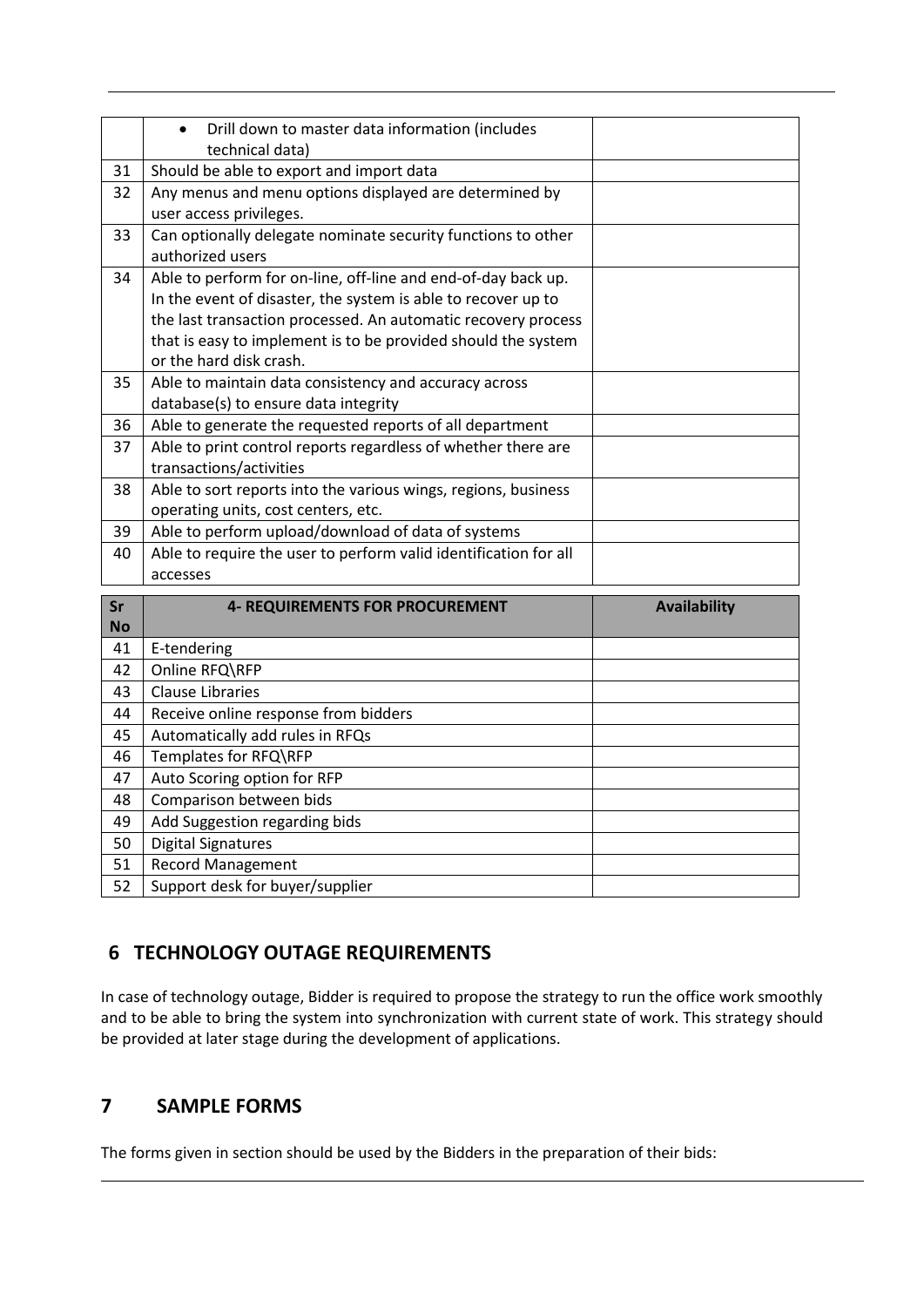| | | |
|---|---|---|
| | • Drill down to master data information (includes technical data) | |
| 31 | Should be able to export and import data | |
| 32 | Any menus and menu options displayed are determined by user access privileges. | |
| 33 | Can optionally delegate nominate security functions to other authorized users | |
| 34 | Able to perform for on-line, off-line and end-of-day back up. In the event of disaster, the system is able to recover up to the last transaction processed. An automatic recovery process that is easy to implement is to be provided should the system or the hard disk crash. | |
| 35 | Able to maintain data consistency and accuracy across database(s) to ensure data integrity | |
| 36 | Able to generate the requested reports of all department | |
| 37 | Able to print control reports regardless of whether there are transactions/activities | |
| 38 | Able to sort reports into the various wings, regions, business operating units, cost centers, etc. | |
| 39 | Able to perform upload/download of data of systems | |
| 40 | Able to require the user to perform valid identification for all accesses | |

| Sr No | 4- REQUIREMENTS FOR PROCUREMENT | Availability |
|---|---|---|
| 41 | E-tendering | |
| 42 | Online RFQ\RFP | |
| 43 | Clause Libraries | |
| 44 | Receive online response from bidders | |
| 45 | Automatically add rules in RFQs | |
| 46 | Templates for RFQ\RFP | |
| 47 | Auto Scoring option for RFP | |
| 48 | Comparison between bids | |
| 49 | Add Suggestion regarding bids | |
| 50 | Digital Signatures | |
| 51 | Record Management | |
| 52 | Support desk for buyer/supplier | |

## 6 TECHNOLOGY OUTAGE REQUIREMENTS

In case of technology outage, Bidder is required to propose the strategy to run the office work smoothly and to be able to bring the system into synchronization with current state of work. This strategy should be provided at later stage during the development of applications.

## 7 SAMPLE FORMS

The forms given in section should be used by the Bidders in the preparation of their bids: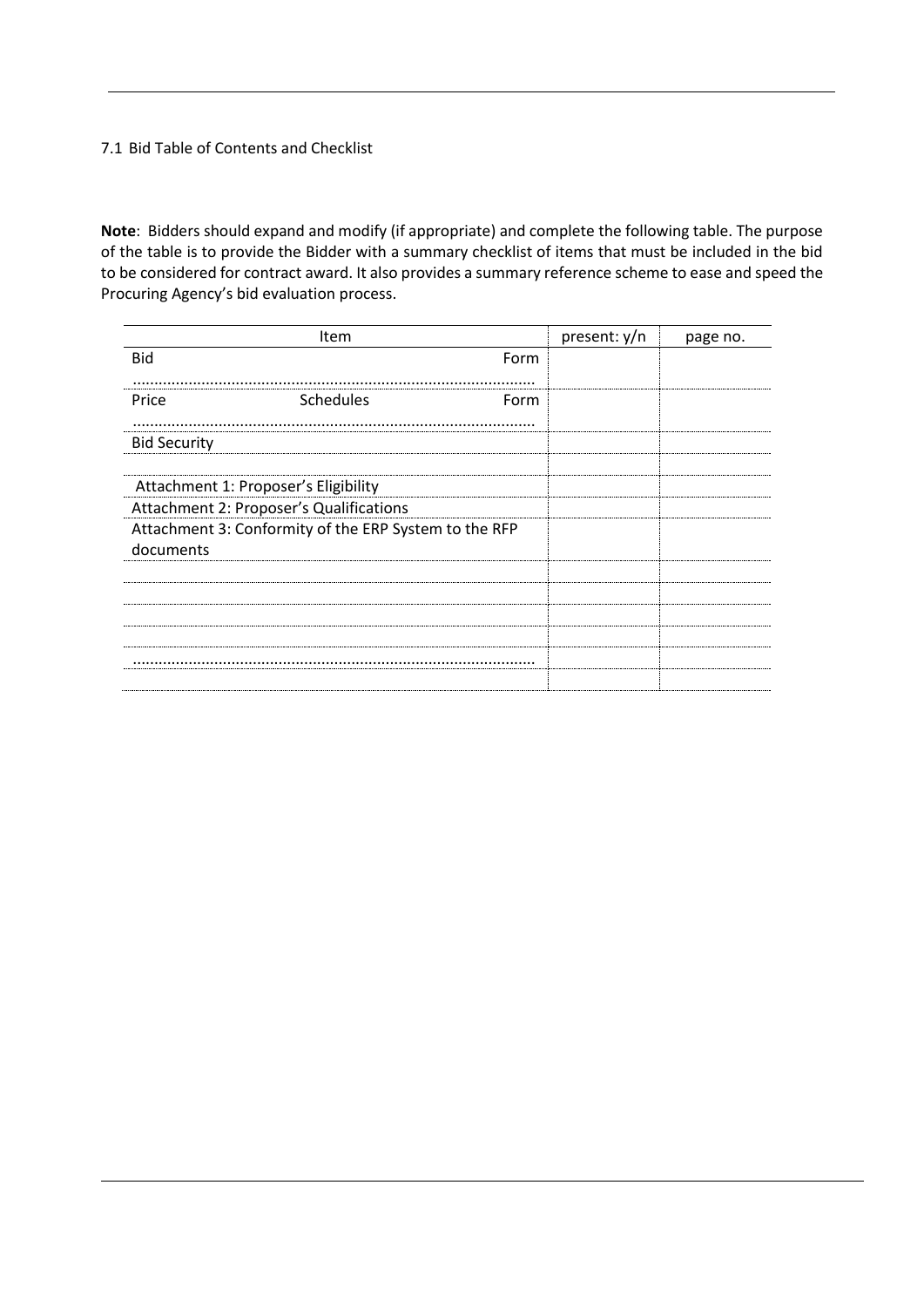7.1 Bid Table of Contents and Checklist

**Note**: Bidders should expand and modify (if appropriate) and complete the following table. The purpose of the table is to provide the Bidder with a summary checklist of items that must be included in the bid to be considered for contract award. It also provides a summary reference scheme to ease and speed the Procuring Agency's bid evaluation process.

| Item | present: y/n | page no. |
|---|---|---|
| Bid Form .............................................................................................. | | |
| Price Schedules Form .............................................................................................. | | |
| Bid Security | | |
| | | |
| Attachment 1: Proposer's Eligibility | | |
| Attachment 2: Proposer's Qualifications | | |
| Attachment 3: Conformity of the ERP System to the RFP documents | | |
| | | |
| | | |
| | | |
| | | |
| .............................................................................................. | | |
| | | |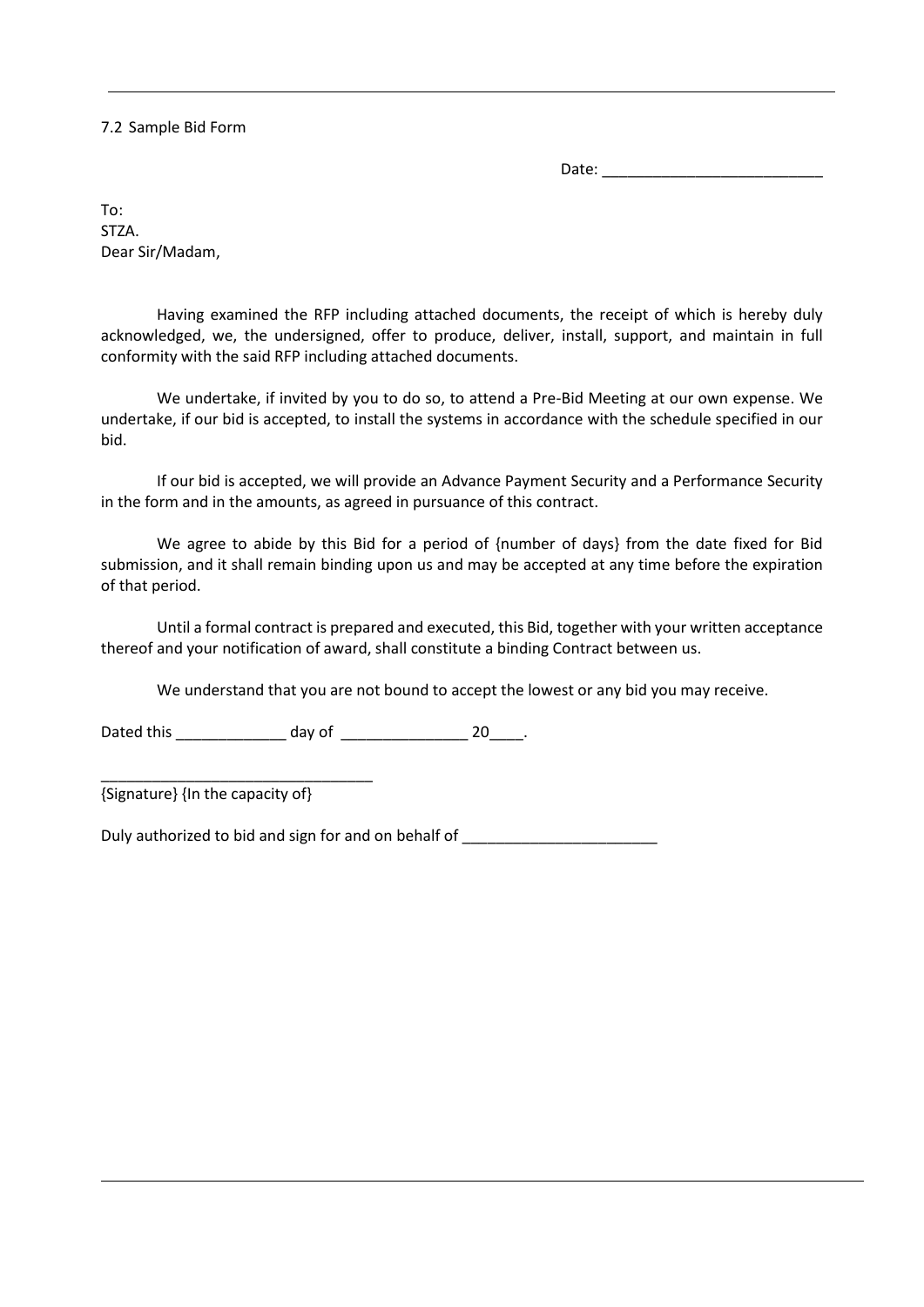7.2 Sample Bid Form

Date: ___________________________

To:
STZA.
Dear Sir/Madam,

Having examined the RFP including attached documents, the receipt of which is hereby duly acknowledged, we, the undersigned, offer to produce, deliver, install, support, and maintain in full conformity with the said RFP including attached documents.

We undertake, if invited by you to do so, to attend a Pre-Bid Meeting at our own expense. We undertake, if our bid is accepted, to install the systems in accordance with the schedule specified in our bid.

If our bid is accepted, we will provide an Advance Payment Security and a Performance Security in the form and in the amounts, as agreed in pursuance of this contract.

We agree to abide by this Bid for a period of {number of days} from the date fixed for Bid submission, and it shall remain binding upon us and may be accepted at any time before the expiration of that period.

Until a formal contract is prepared and executed, this Bid, together with your written acceptance thereof and your notification of award, shall constitute a binding Contract between us.

We understand that you are not bound to accept the lowest or any bid you may receive.

Dated this _____________ day of _______________ 20____.

________________________________
{Signature} {In the capacity of}

Duly authorized to bid and sign for and on behalf of _______________________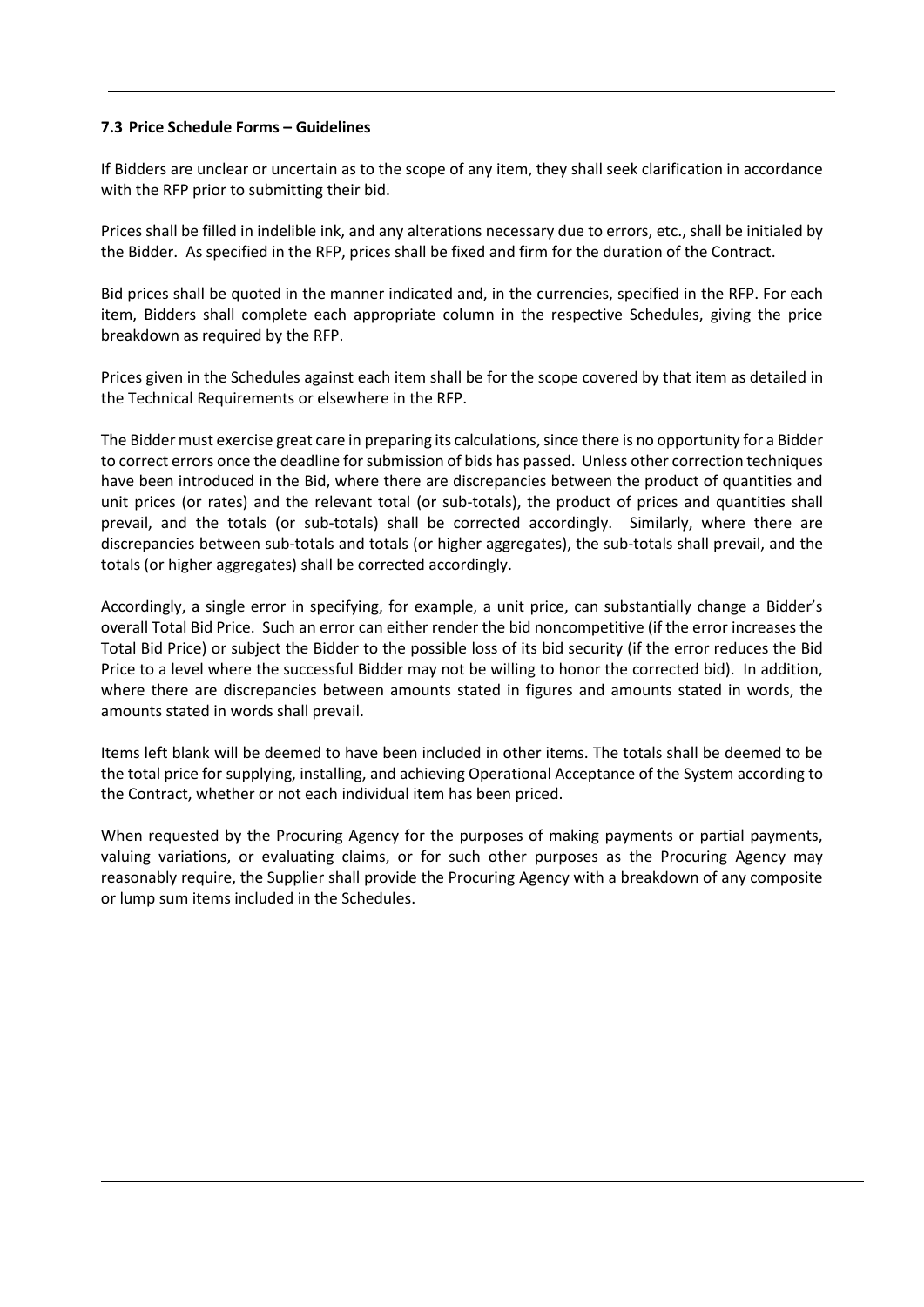### 7.3 Price Schedule Forms – Guidelines

If Bidders are unclear or uncertain as to the scope of any item, they shall seek clarification in accordance with the RFP prior to submitting their bid.

Prices shall be filled in indelible ink, and any alterations necessary due to errors, etc., shall be initialed by the Bidder. As specified in the RFP, prices shall be fixed and firm for the duration of the Contract.

Bid prices shall be quoted in the manner indicated and, in the currencies, specified in the RFP. For each item, Bidders shall complete each appropriate column in the respective Schedules, giving the price breakdown as required by the RFP.

Prices given in the Schedules against each item shall be for the scope covered by that item as detailed in the Technical Requirements or elsewhere in the RFP.

The Bidder must exercise great care in preparing its calculations, since there is no opportunity for a Bidder to correct errors once the deadline for submission of bids has passed. Unless other correction techniques have been introduced in the Bid, where there are discrepancies between the product of quantities and unit prices (or rates) and the relevant total (or sub-totals), the product of prices and quantities shall prevail, and the totals (or sub-totals) shall be corrected accordingly. Similarly, where there are discrepancies between sub-totals and totals (or higher aggregates), the sub-totals shall prevail, and the totals (or higher aggregates) shall be corrected accordingly.

Accordingly, a single error in specifying, for example, a unit price, can substantially change a Bidder's overall Total Bid Price. Such an error can either render the bid noncompetitive (if the error increases the Total Bid Price) or subject the Bidder to the possible loss of its bid security (if the error reduces the Bid Price to a level where the successful Bidder may not be willing to honor the corrected bid). In addition, where there are discrepancies between amounts stated in figures and amounts stated in words, the amounts stated in words shall prevail.

Items left blank will be deemed to have been included in other items. The totals shall be deemed to be the total price for supplying, installing, and achieving Operational Acceptance of the System according to the Contract, whether or not each individual item has been priced.

When requested by the Procuring Agency for the purposes of making payments or partial payments, valuing variations, or evaluating claims, or for such other purposes as the Procuring Agency may reasonably require, the Supplier shall provide the Procuring Agency with a breakdown of any composite or lump sum items included in the Schedules.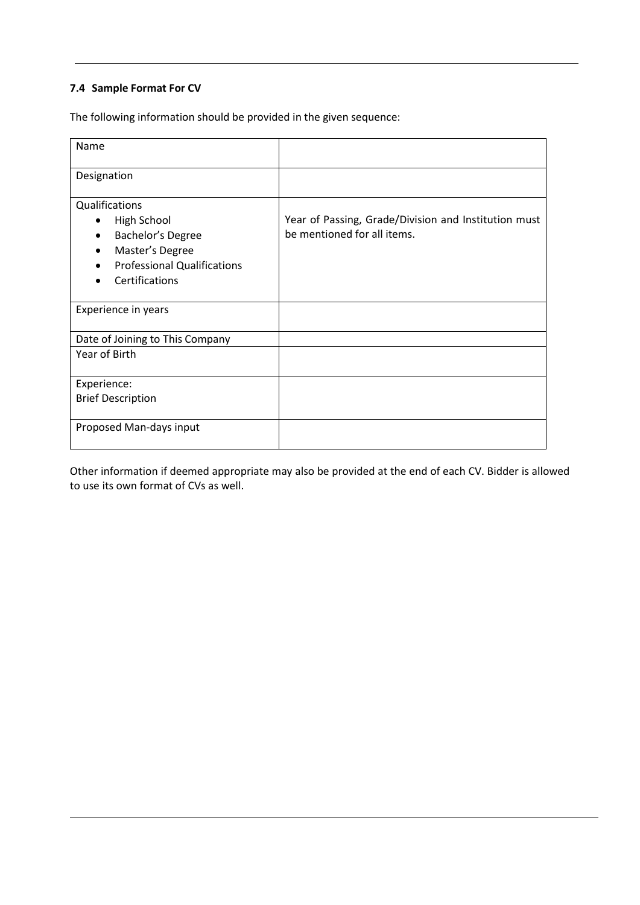### 7.4 Sample Format For CV

The following information should be provided in the given sequence:

| Name | |
|---|---|
| Designation | |
| Qualifications<br>• High School<br>• Bachelor's Degree<br>• Master's Degree<br>• Professional Qualifications<br>• Certifications | Year of Passing, Grade/Division and Institution must be mentioned for all items. |
| Experience in years | |
| Date of Joining to This Company | |
| Year of Birth | |
| Experience:<br>Brief Description | |
| Proposed Man-days input | |

Other information if deemed appropriate may also be provided at the end of each CV. Bidder is allowed to use its own format of CVs as well.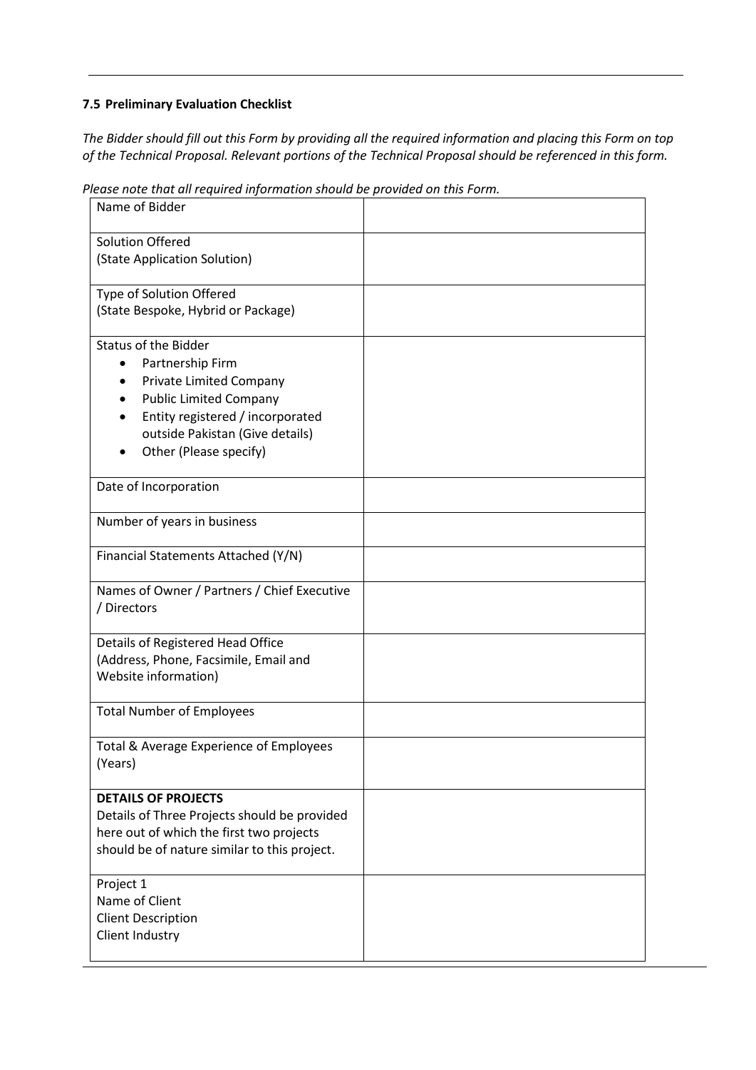### 7.5 Preliminary Evaluation Checklist

*The Bidder should fill out this Form by providing all the required information and placing this Form on top of the Technical Proposal. Relevant portions of the Technical Proposal should be referenced in this form.*

*Please note that all required information should be provided on this Form.*

| | |
|---|---|
| Name of Bidder | |
| Solution Offered<br>(State Application Solution) | |
| Type of Solution Offered<br>(State Bespoke, Hybrid or Package) | |
| Status of the Bidder<br>• Partnership Firm<br>• Private Limited Company<br>• Public Limited Company<br>• Entity registered / incorporated outside Pakistan (Give details)<br>• Other (Please specify) | |
| Date of Incorporation | |
| Number of years in business | |
| Financial Statements Attached (Y/N) | |
| Names of Owner / Partners / Chief Executive / Directors | |
| Details of Registered Head Office<br>(Address, Phone, Facsimile, Email and Website information) | |
| Total Number of Employees | |
| Total & Average Experience of Employees (Years) | |
| **DETAILS OF PROJECTS**<br>Details of Three Projects should be provided here out of which the first two projects should be of nature similar to this project. | |
| Project 1<br>Name of Client<br>Client Description<br>Client Industry | |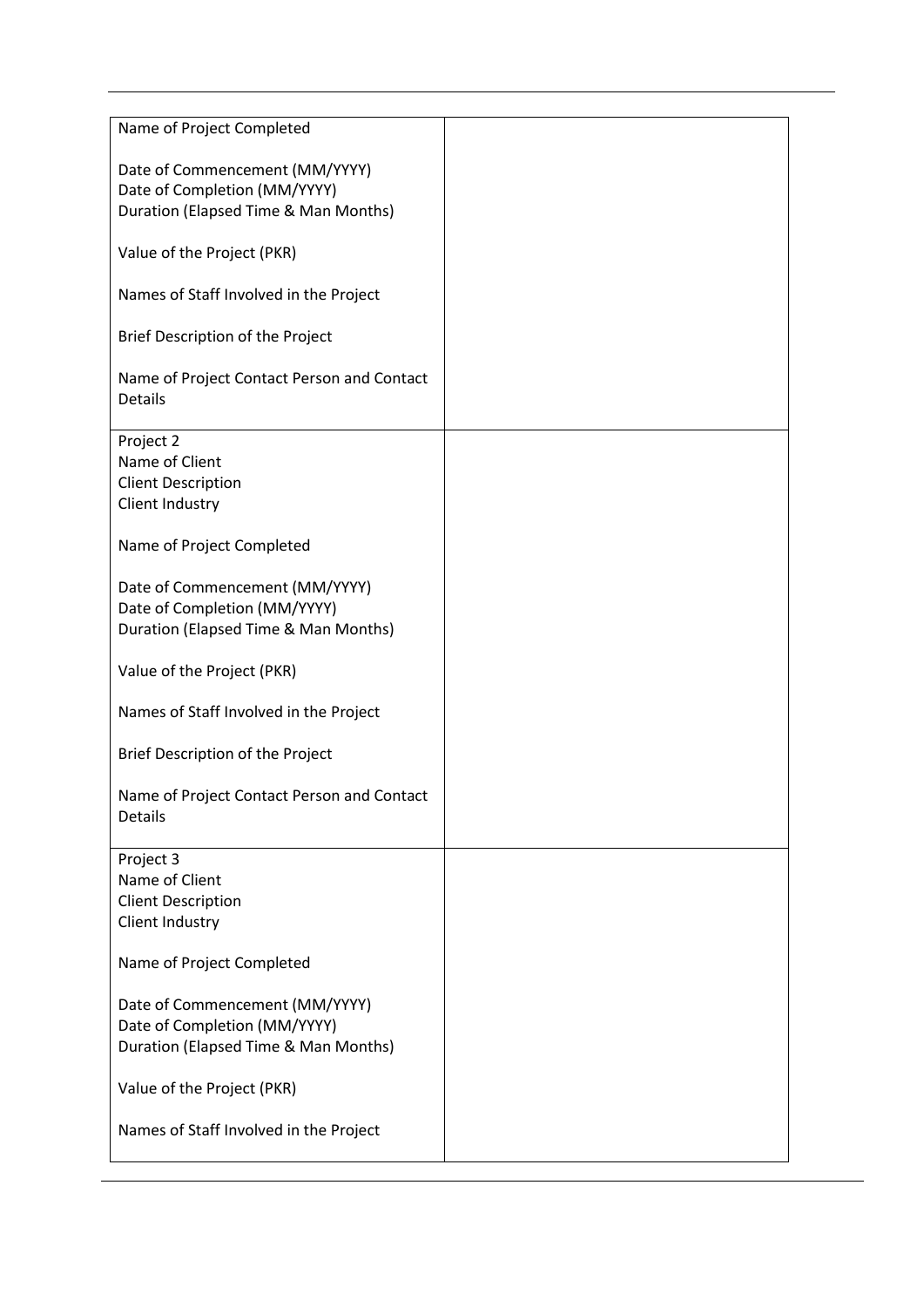| | |
|---|---|
| Name of Project Completed<br><br>Date of Commencement (MM/YYYY)<br>Date of Completion (MM/YYYY)<br>Duration (Elapsed Time & Man Months)<br><br>Value of the Project (PKR)<br><br>Names of Staff Involved in the Project<br><br>Brief Description of the Project<br><br>Name of Project Contact Person and Contact Details | |
| Project 2<br>Name of Client<br>Client Description<br>Client Industry<br><br>Name of Project Completed<br><br>Date of Commencement (MM/YYYY)<br>Date of Completion (MM/YYYY)<br>Duration (Elapsed Time & Man Months)<br><br>Value of the Project (PKR)<br><br>Names of Staff Involved in the Project<br><br>Brief Description of the Project<br><br>Name of Project Contact Person and Contact Details | |
| Project 3<br>Name of Client<br>Client Description<br>Client Industry<br><br>Name of Project Completed<br><br>Date of Commencement (MM/YYYY)<br>Date of Completion (MM/YYYY)<br>Duration (Elapsed Time & Man Months)<br><br>Value of the Project (PKR)<br><br>Names of Staff Involved in the Project | |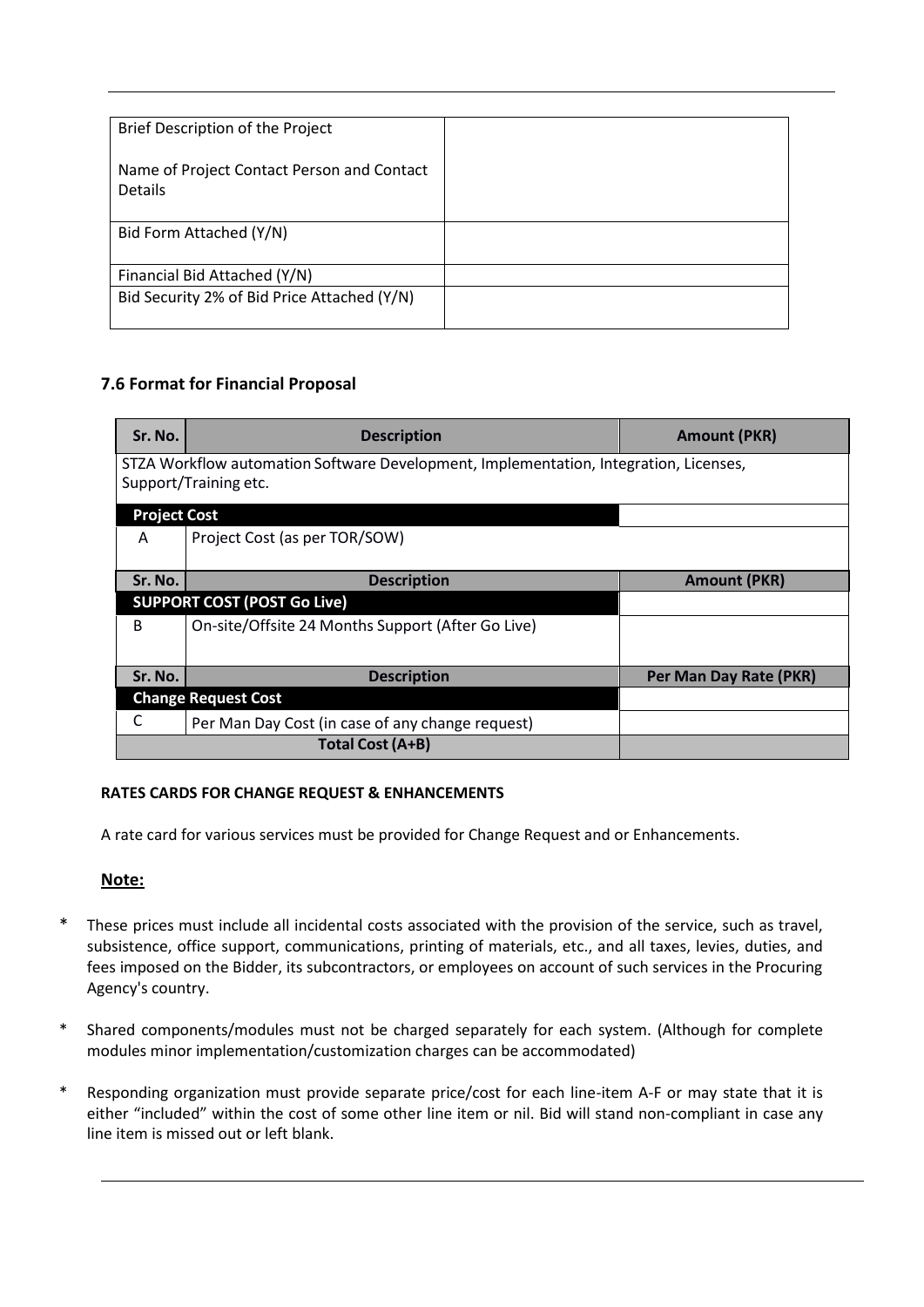| Brief Description of the Project<br><br>Name of Project Contact Person and Contact Details | |
|---|---|
| Bid Form Attached (Y/N) | |
| Financial Bid Attached (Y/N) | |
| Bid Security 2% of Bid Price Attached (Y/N) | |

### 7.6 Format for Financial Proposal

| Sr. No. | Description | Amount (PKR) |
|---|---|---|
| STZA Workflow automation Software Development, Implementation, Integration, Licenses, Support/Training etc. | | |
| **Project Cost** | | |
| A | Project Cost (as per TOR/SOW) | |
| **Sr. No.** | **Description** | **Amount (PKR)** |
| **SUPPORT COST (POST Go Live)** | | |
| B | On-site/Offsite 24 Months Support (After Go Live) | |
| **Sr. No.** | **Description** | **Per Man Day Rate (PKR)** |
| **Change Request Cost** | | |
| C | Per Man Day Cost (in case of any change request) | |
| **Total Cost (A+B)** | | |

**RATES CARDS FOR CHANGE REQUEST & ENHANCEMENTS**

A rate card for various services must be provided for Change Request and or Enhancements.

**Note:**

* These prices must include all incidental costs associated with the provision of the service, such as travel, subsistence, office support, communications, printing of materials, etc., and all taxes, levies, duties, and fees imposed on the Bidder, its subcontractors, or employees on account of such services in the Procuring Agency's country.

* Shared components/modules must not be charged separately for each system. (Although for complete modules minor implementation/customization charges can be accommodated)

* Responding organization must provide separate price/cost for each line-item A-F or may state that it is either "included" within the cost of some other line item or nil. Bid will stand non-compliant in case any line item is missed out or left blank.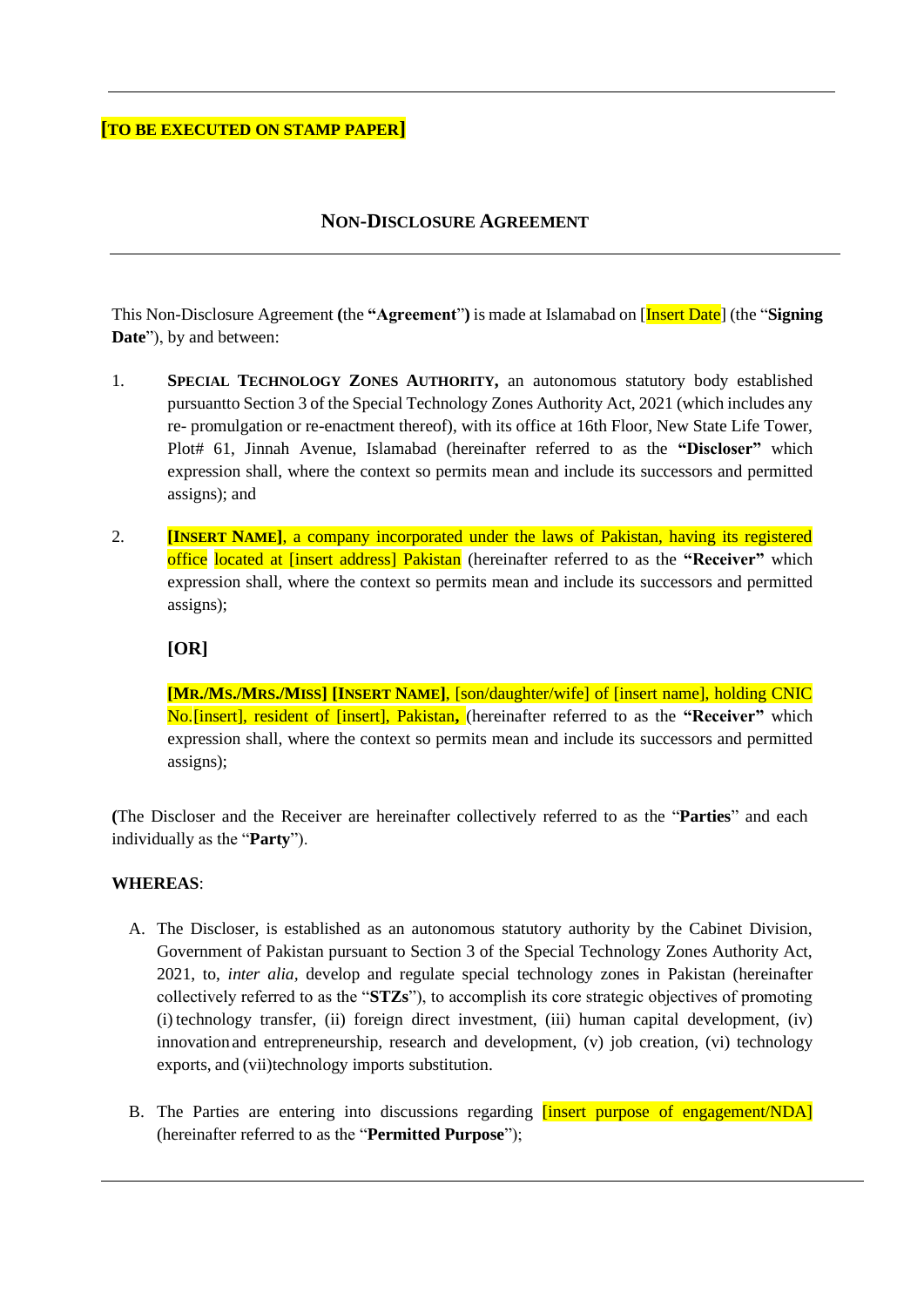**[TO BE EXECUTED ON STAMP PAPER]**

## NON-DISCLOSURE AGREEMENT

This Non-Disclosure Agreement **(**the **"Agreement"****)** is made at Islamabad on [Insert Date] (the "**Signing Date**"), by and between:

1. **SPECIAL TECHNOLOGY ZONES AUTHORITY,** an autonomous statutory body established pursuantto Section 3 of the Special Technology Zones Authority Act, 2021 (which includes any re- promulgation or re-enactment thereof), with its office at 16th Floor, New State Life Tower, Plot# 61, Jinnah Avenue, Islamabad (hereinafter referred to as the **"Discloser"** which expression shall, where the context so permits mean and include its successors and permitted assigns); and

2. **[INSERT NAME]**, a company incorporated under the laws of Pakistan, having its registered office located at [insert address] Pakistan (hereinafter referred to as the **"Receiver"** which expression shall, where the context so permits mean and include its successors and permitted assigns);

   **[OR]**

   **[MR./MS./MRS./MISS] [INSERT NAME]**, [son/daughter/wife] of [insert name], holding CNIC No.[insert], resident of [insert], Pakistan**,** (hereinafter referred to as the **"Receiver"** which expression shall, where the context so permits mean and include its successors and permitted assigns);

**(**The Discloser and the Receiver are hereinafter collectively referred to as the "**Parties**" and each individually as the "**Party**").

**WHEREAS**:

A. The Discloser, is established as an autonomous statutory authority by the Cabinet Division, Government of Pakistan pursuant to Section 3 of the Special Technology Zones Authority Act, 2021, to, *inter alia*, develop and regulate special technology zones in Pakistan (hereinafter collectively referred to as the "**STZs**"), to accomplish its core strategic objectives of promoting (i) technology transfer, (ii) foreign direct investment, (iii) human capital development, (iv) innovation and entrepreneurship, research and development, (v) job creation, (vi) technology exports, and (vii)technology imports substitution.

B. The Parties are entering into discussions regarding [insert purpose of engagement/NDA] (hereinafter referred to as the "**Permitted Purpose**");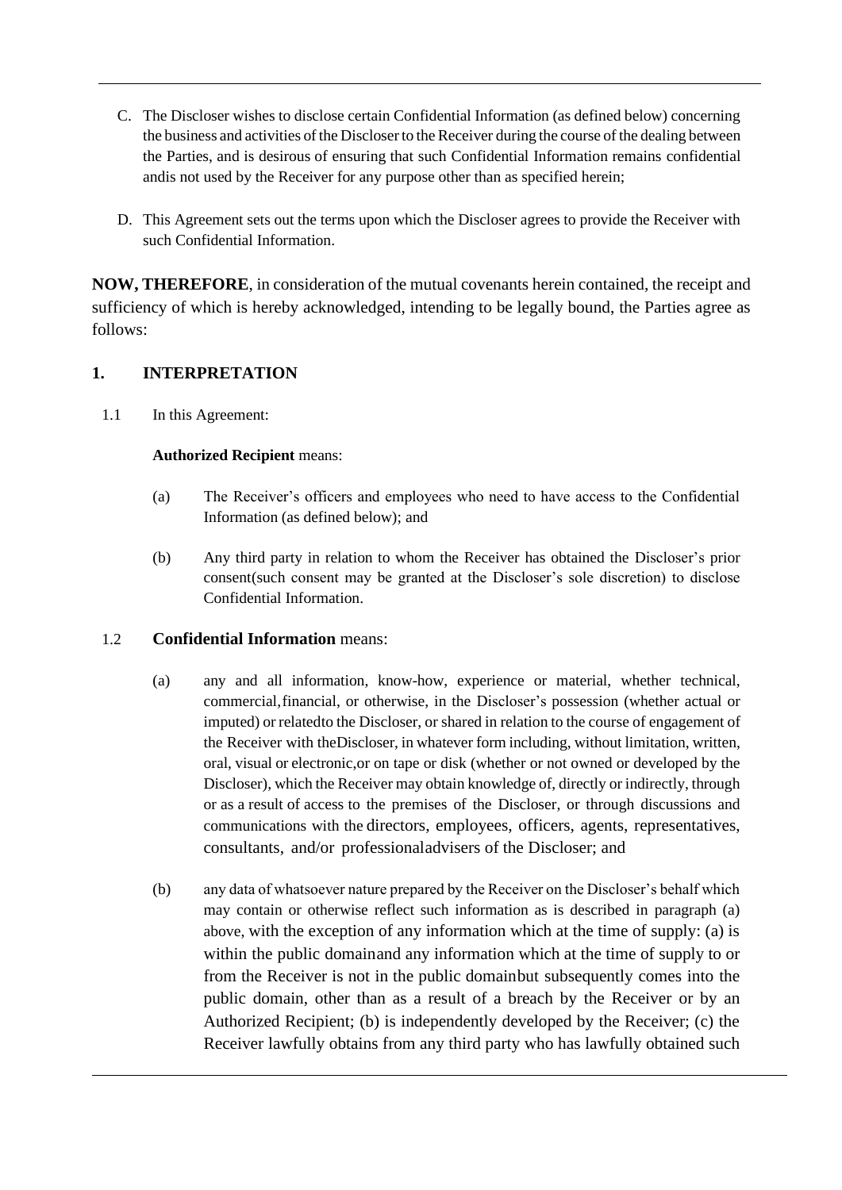C. The Discloser wishes to disclose certain Confidential Information (as defined below) concerning the business and activities of the Discloser to the Receiver during the course of the dealing between the Parties, and is desirous of ensuring that such Confidential Information remains confidential andis not used by the Receiver for any purpose other than as specified herein;

D. This Agreement sets out the terms upon which the Discloser agrees to provide the Receiver with such Confidential Information.

**NOW, THEREFORE**, in consideration of the mutual covenants herein contained, the receipt and sufficiency of which is hereby acknowledged, intending to be legally bound, the Parties agree as follows:

## 1. INTERPRETATION

1.1 In this Agreement:

**Authorized Recipient** means:

(a) The Receiver's officers and employees who need to have access to the Confidential Information (as defined below); and

(b) Any third party in relation to whom the Receiver has obtained the Discloser's prior consent(such consent may be granted at the Discloser's sole discretion) to disclose Confidential Information.

1.2 **Confidential Information** means:

(a) any and all information, know-how, experience or material, whether technical, commercial,financial, or otherwise, in the Discloser's possession (whether actual or imputed) or relatedto the Discloser, or shared in relation to the course of engagement of the Receiver with theDiscloser, in whatever form including, without limitation, written, oral, visual or electronic,or on tape or disk (whether or not owned or developed by the Discloser), which the Receiver may obtain knowledge of, directly or indirectly, through or as a result of access to the premises of the Discloser, or through discussions and communications with the directors, employees, officers, agents, representatives, consultants, and/or professionaladvisers of the Discloser; and

(b) any data of whatsoever nature prepared by the Receiver on the Discloser's behalf which may contain or otherwise reflect such information as is described in paragraph (a) above, with the exception of any information which at the time of supply: (a) is within the public domainand any information which at the time of supply to or from the Receiver is not in the public domainbut subsequently comes into the public domain, other than as a result of a breach by the Receiver or by an Authorized Recipient; (b) is independently developed by the Receiver; (c) the Receiver lawfully obtains from any third party who has lawfully obtained such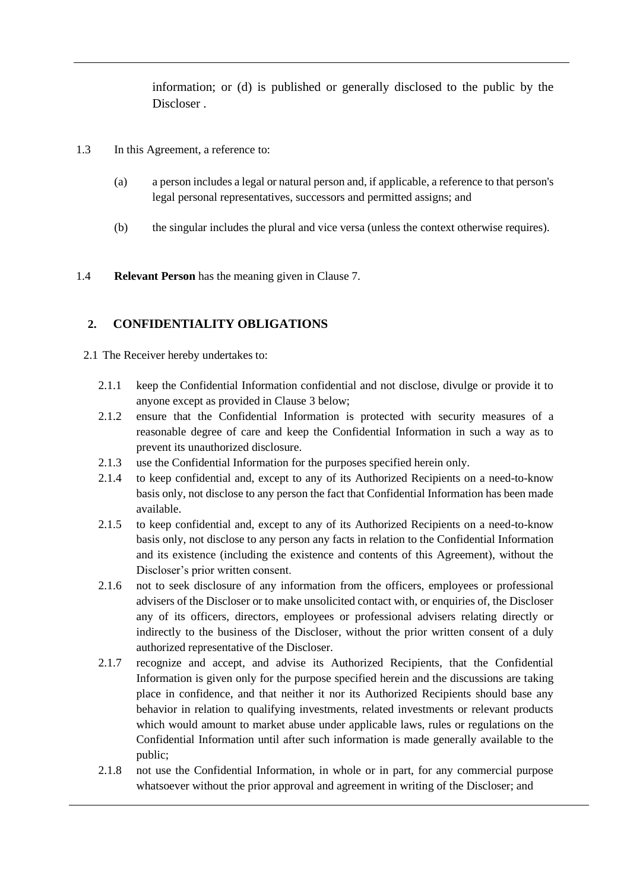information; or (d) is published or generally disclosed to the public by the Discloser .

1.3 In this Agreement, a reference to:

(a) a person includes a legal or natural person and, if applicable, a reference to that person's legal personal representatives, successors and permitted assigns; and

(b) the singular includes the plural and vice versa (unless the context otherwise requires).

1.4 **Relevant Person** has the meaning given in Clause 7.

## 2. CONFIDENTIALITY OBLIGATIONS

2.1 The Receiver hereby undertakes to:

2.1.1 keep the Confidential Information confidential and not disclose, divulge or provide it to anyone except as provided in Clause 3 below;

2.1.2 ensure that the Confidential Information is protected with security measures of a reasonable degree of care and keep the Confidential Information in such a way as to prevent its unauthorized disclosure.

2.1.3 use the Confidential Information for the purposes specified herein only.

2.1.4 to keep confidential and, except to any of its Authorized Recipients on a need-to-know basis only, not disclose to any person the fact that Confidential Information has been made available.

2.1.5 to keep confidential and, except to any of its Authorized Recipients on a need-to-know basis only, not disclose to any person any facts in relation to the Confidential Information and its existence (including the existence and contents of this Agreement), without the Discloser's prior written consent.

2.1.6 not to seek disclosure of any information from the officers, employees or professional advisers of the Discloser or to make unsolicited contact with, or enquiries of, the Discloser any of its officers, directors, employees or professional advisers relating directly or indirectly to the business of the Discloser, without the prior written consent of a duly authorized representative of the Discloser.

2.1.7 recognize and accept, and advise its Authorized Recipients, that the Confidential Information is given only for the purpose specified herein and the discussions are taking place in confidence, and that neither it nor its Authorized Recipients should base any behavior in relation to qualifying investments, related investments or relevant products which would amount to market abuse under applicable laws, rules or regulations on the Confidential Information until after such information is made generally available to the public;

2.1.8 not use the Confidential Information, in whole or in part, for any commercial purpose whatsoever without the prior approval and agreement in writing of the Discloser; and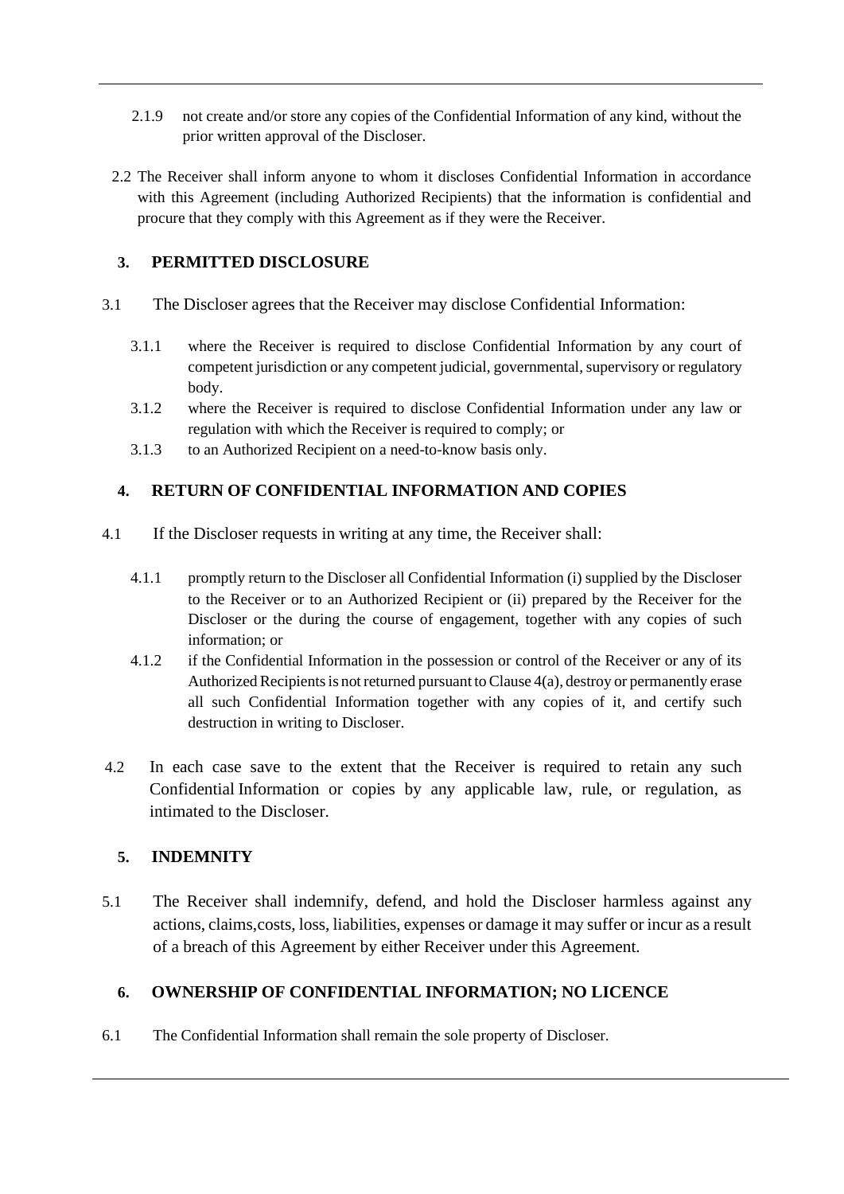2.1.9 not create and/or store any copies of the Confidential Information of any kind, without the prior written approval of the Discloser.

2.2 The Receiver shall inform anyone to whom it discloses Confidential Information in accordance with this Agreement (including Authorized Recipients) that the information is confidential and procure that they comply with this Agreement as if they were the Receiver.

## 3. PERMITTED DISCLOSURE

3.1 The Discloser agrees that the Receiver may disclose Confidential Information:

3.1.1 where the Receiver is required to disclose Confidential Information by any court of competent jurisdiction or any competent judicial, governmental, supervisory or regulatory body.

3.1.2 where the Receiver is required to disclose Confidential Information under any law or regulation with which the Receiver is required to comply; or

3.1.3 to an Authorized Recipient on a need-to-know basis only.

## 4. RETURN OF CONFIDENTIAL INFORMATION AND COPIES

4.1 If the Discloser requests in writing at any time, the Receiver shall:

4.1.1 promptly return to the Discloser all Confidential Information (i) supplied by the Discloser to the Receiver or to an Authorized Recipient or (ii) prepared by the Receiver for the Discloser or the during the course of engagement, together with any copies of such information; or

4.1.2 if the Confidential Information in the possession or control of the Receiver or any of its Authorized Recipients is not returned pursuant to Clause 4(a), destroy or permanently erase all such Confidential Information together with any copies of it, and certify such destruction in writing to Discloser.

4.2 In each case save to the extent that the Receiver is required to retain any such Confidential Information or copies by any applicable law, rule, or regulation, as intimated to the Discloser.

## 5. INDEMNITY

5.1 The Receiver shall indemnify, defend, and hold the Discloser harmless against any actions, claims,costs, loss, liabilities, expenses or damage it may suffer or incur as a result of a breach of this Agreement by either Receiver under this Agreement.

## 6. OWNERSHIP OF CONFIDENTIAL INFORMATION; NO LICENCE

6.1 The Confidential Information shall remain the sole property of Discloser.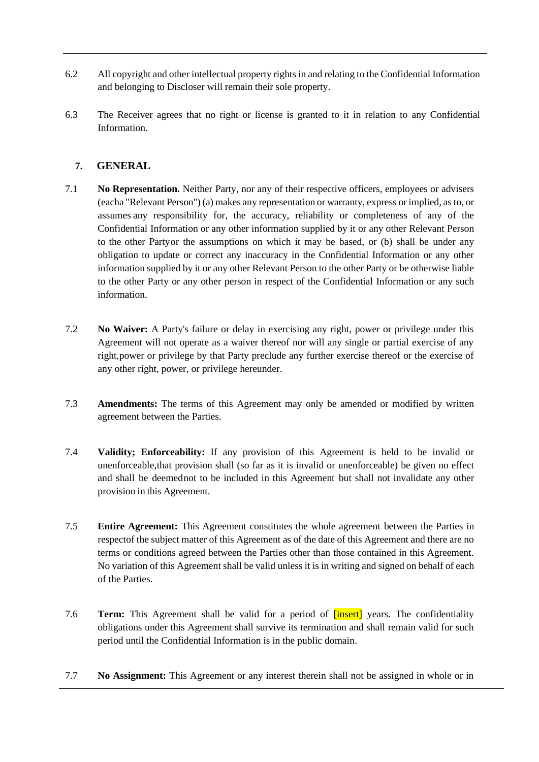6.2 All copyright and other intellectual property rights in and relating to the Confidential Information and belonging to Discloser will remain their sole property.

6.3 The Receiver agrees that no right or license is granted to it in relation to any Confidential Information.

## 7. GENERAL

7.1 **No Representation.** Neither Party, nor any of their respective officers, employees or advisers (eacha "Relevant Person") (a) makes any representation or warranty, express or implied, as to, or assumes any responsibility for, the accuracy, reliability or completeness of any of the Confidential Information or any other information supplied by it or any other Relevant Person to the other Partyor the assumptions on which it may be based, or (b) shall be under any obligation to update or correct any inaccuracy in the Confidential Information or any other information supplied by it or any other Relevant Person to the other Party or be otherwise liable to the other Party or any other person in respect of the Confidential Information or any such information.

7.2 **No Waiver:** A Party's failure or delay in exercising any right, power or privilege under this Agreement will not operate as a waiver thereof nor will any single or partial exercise of any right,power or privilege by that Party preclude any further exercise thereof or the exercise of any other right, power, or privilege hereunder.

7.3 **Amendments:** The terms of this Agreement may only be amended or modified by written agreement between the Parties.

7.4 **Validity; Enforceability:** If any provision of this Agreement is held to be invalid or unenforceable,that provision shall (so far as it is invalid or unenforceable) be given no effect and shall be deemednot to be included in this Agreement but shall not invalidate any other provision in this Agreement.

7.5 **Entire Agreement:** This Agreement constitutes the whole agreement between the Parties in respectof the subject matter of this Agreement as of the date of this Agreement and there are no terms or conditions agreed between the Parties other than those contained in this Agreement. No variation of this Agreement shall be valid unless it is in writing and signed on behalf of each of the Parties.

7.6 **Term:** This Agreement shall be valid for a period of [insert] years. The confidentiality obligations under this Agreement shall survive its termination and shall remain valid for such period until the Confidential Information is in the public domain.

7.7 **No Assignment:** This Agreement or any interest therein shall not be assigned in whole or in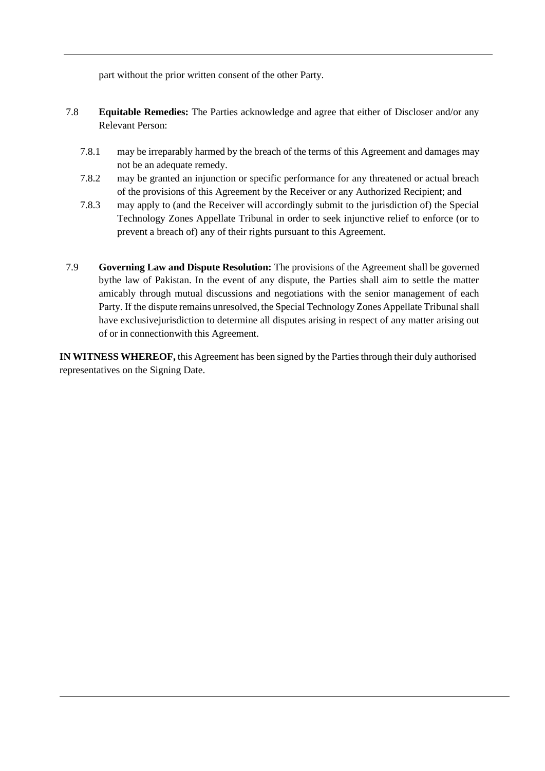part without the prior written consent of the other Party.

7.8 **Equitable Remedies:** The Parties acknowledge and agree that either of Discloser and/or any Relevant Person:

7.8.1 may be irreparably harmed by the breach of the terms of this Agreement and damages may not be an adequate remedy.

7.8.2 may be granted an injunction or specific performance for any threatened or actual breach of the provisions of this Agreement by the Receiver or any Authorized Recipient; and

7.8.3 may apply to (and the Receiver will accordingly submit to the jurisdiction of) the Special Technology Zones Appellate Tribunal in order to seek injunctive relief to enforce (or to prevent a breach of) any of their rights pursuant to this Agreement.

7.9 **Governing Law and Dispute Resolution:** The provisions of the Agreement shall be governed bythe law of Pakistan. In the event of any dispute, the Parties shall aim to settle the matter amicably through mutual discussions and negotiations with the senior management of each Party. If the dispute remains unresolved, the Special Technology Zones Appellate Tribunal shall have exclusivejurisdiction to determine all disputes arising in respect of any matter arising out of or in connectionwith this Agreement.

**IN WITNESS WHEREOF,** this Agreement has been signed by the Parties through their duly authorised representatives on the Signing Date.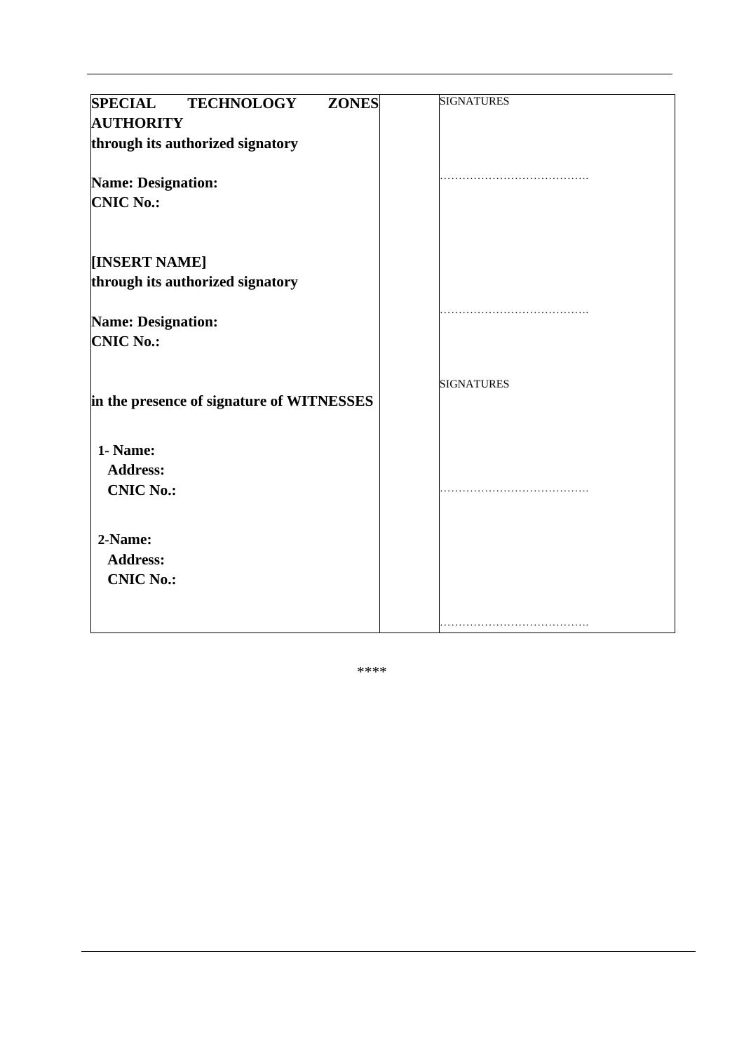| **SPECIAL TECHNOLOGY ZONES AUTHORITY**<br>**through its authorized signatory**<br><br>**Name: Designation:**<br>**CNIC No.:** | | SIGNATURES<br><br><br>…………………………………. |
|---|---|---|
| **[INSERT NAME]**<br>**through its authorized signatory**<br><br>**Name: Designation:**<br>**CNIC No.:** | | <br><br><br>…………………………………. |
| **in the presence of signature of WITNESSES**<br><br>**1- Name:**<br>**Address:**<br>**CNIC No.:**<br><br>**2-Name:**<br>**Address:**<br>**CNIC No.:** | | SIGNATURES<br><br><br><br><br>…………………………………. <br><br><br><br><br>…………………………………. |

\*\*\*\*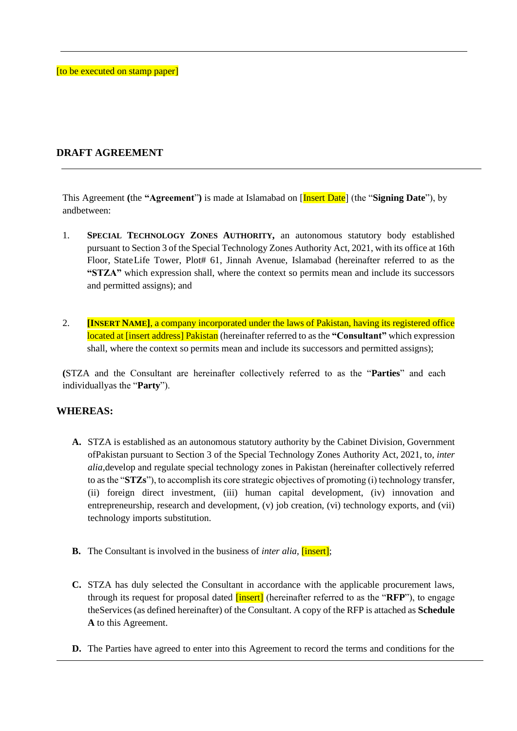[to be executed on stamp paper]

## DRAFT AGREEMENT

This Agreement **(**the **"Agreement"**) is made at Islamabad on [Insert Date] (the "**Signing Date**"), by andbetween:

1. **SPECIAL TECHNOLOGY ZONES AUTHORITY,** an autonomous statutory body established pursuant to Section 3 of the Special Technology Zones Authority Act, 2021, with its office at 16th Floor, State Life Tower, Plot# 61, Jinnah Avenue, Islamabad (hereinafter referred to as the **"STZA"** which expression shall, where the context so permits mean and include its successors and permitted assigns); and

2. **[INSERT NAME]**, a company incorporated under the laws of Pakistan, having its registered office located at [insert address] Pakistan (hereinafter referred to as the **"Consultant"** which expression shall, where the context so permits mean and include its successors and permitted assigns);

**(**STZA and the Consultant are hereinafter collectively referred to as the "**Parties**" and each individuallyas the "**Party**").

**WHEREAS:**

**A.** STZA is established as an autonomous statutory authority by the Cabinet Division, Government ofPakistan pursuant to Section 3 of the Special Technology Zones Authority Act, 2021, to, *inter alia*,develop and regulate special technology zones in Pakistan (hereinafter collectively referred to as the "**STZs**"), to accomplish its core strategic objectives of promoting (i) technology transfer, (ii) foreign direct investment, (iii) human capital development, (iv) innovation and entrepreneurship, research and development, (v) job creation, (vi) technology exports, and (vii) technology imports substitution.

**B.** The Consultant is involved in the business of *inter alia*, [insert];

**C.** STZA has duly selected the Consultant in accordance with the applicable procurement laws, through its request for proposal dated [insert] (hereinafter referred to as the "**RFP**"), to engage theServices (as defined hereinafter) of the Consultant. A copy of the RFP is attached as **Schedule A** to this Agreement.

**D.** The Parties have agreed to enter into this Agreement to record the terms and conditions for the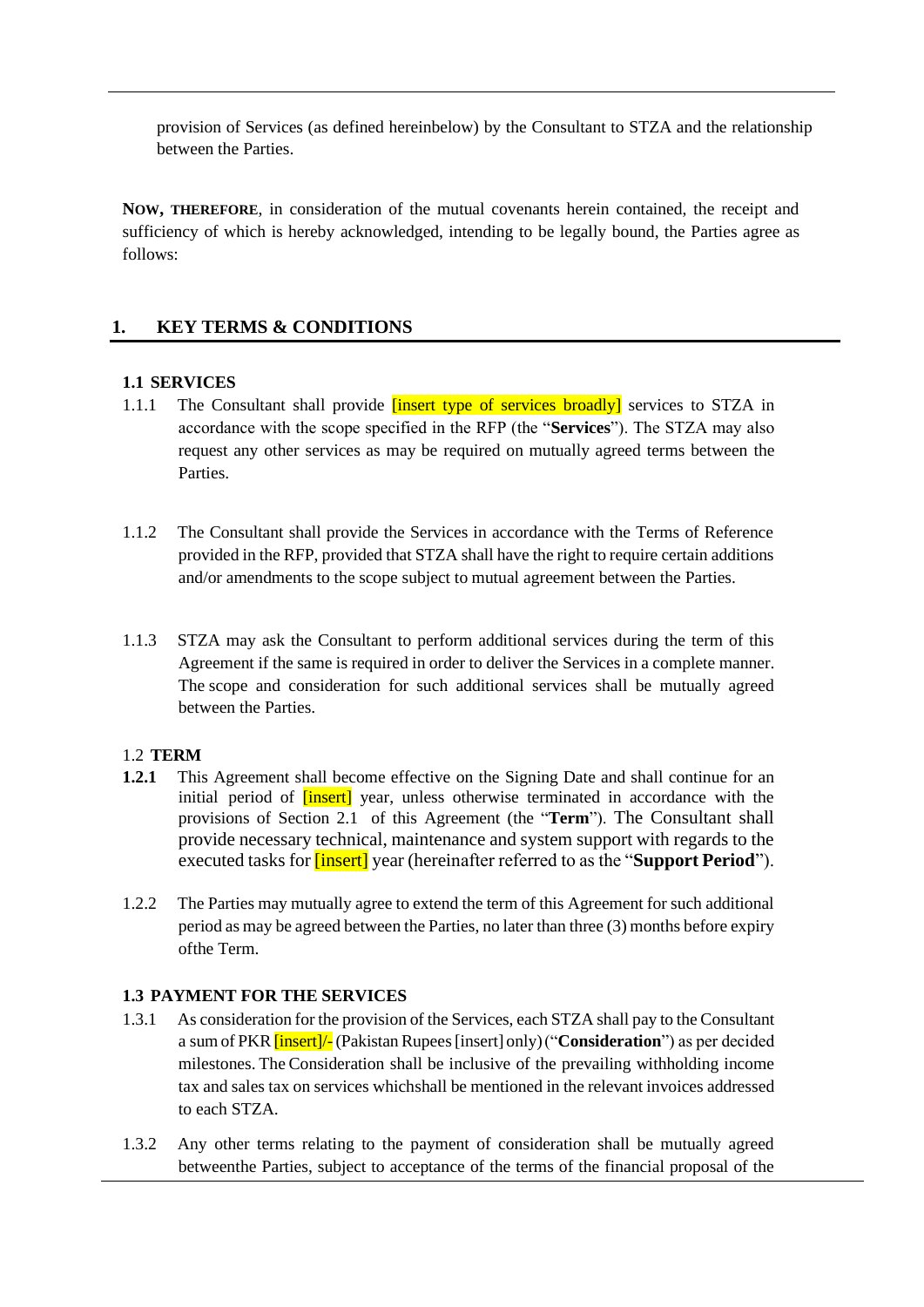provision of Services (as defined hereinbelow) by the Consultant to STZA and the relationship between the Parties.

**NOW, THEREFORE**, in consideration of the mutual covenants herein contained, the receipt and sufficiency of which is hereby acknowledged, intending to be legally bound, the Parties agree as follows:

## 1. KEY TERMS & CONDITIONS

### 1.1 SERVICES

1.1.1 The Consultant shall provide [insert type of services broadly] services to STZA in accordance with the scope specified in the RFP (the "**Services**"). The STZA may also request any other services as may be required on mutually agreed terms between the Parties.

1.1.2 The Consultant shall provide the Services in accordance with the Terms of Reference provided in the RFP, provided that STZA shall have the right to require certain additions and/or amendments to the scope subject to mutual agreement between the Parties.

1.1.3 STZA may ask the Consultant to perform additional services during the term of this Agreement if the same is required in order to deliver the Services in a complete manner. The scope and consideration for such additional services shall be mutually agreed between the Parties.

### 1.2 TERM

**1.2.1** This Agreement shall become effective on the Signing Date and shall continue for an initial period of [insert] year, unless otherwise terminated in accordance with the provisions of Section 2.1 of this Agreement (the "**Term**"). The Consultant shall provide necessary technical, maintenance and system support with regards to the executed tasks for [insert] year (hereinafter referred to as the "**Support Period**").

1.2.2 The Parties may mutually agree to extend the term of this Agreement for such additional period as may be agreed between the Parties, no later than three (3) months before expiry ofthe Term.

### 1.3 PAYMENT FOR THE SERVICES

1.3.1 As consideration for the provision of the Services, each STZA shall pay to the Consultant a sum of PKR [insert]/- (Pakistan Rupees [insert] only) ("**Consideration**") as per decided milestones. The Consideration shall be inclusive of the prevailing withholding income tax and sales tax on services whichshall be mentioned in the relevant invoices addressed to each STZA.

1.3.2 Any other terms relating to the payment of consideration shall be mutually agreed betweenthe Parties, subject to acceptance of the terms of the financial proposal of the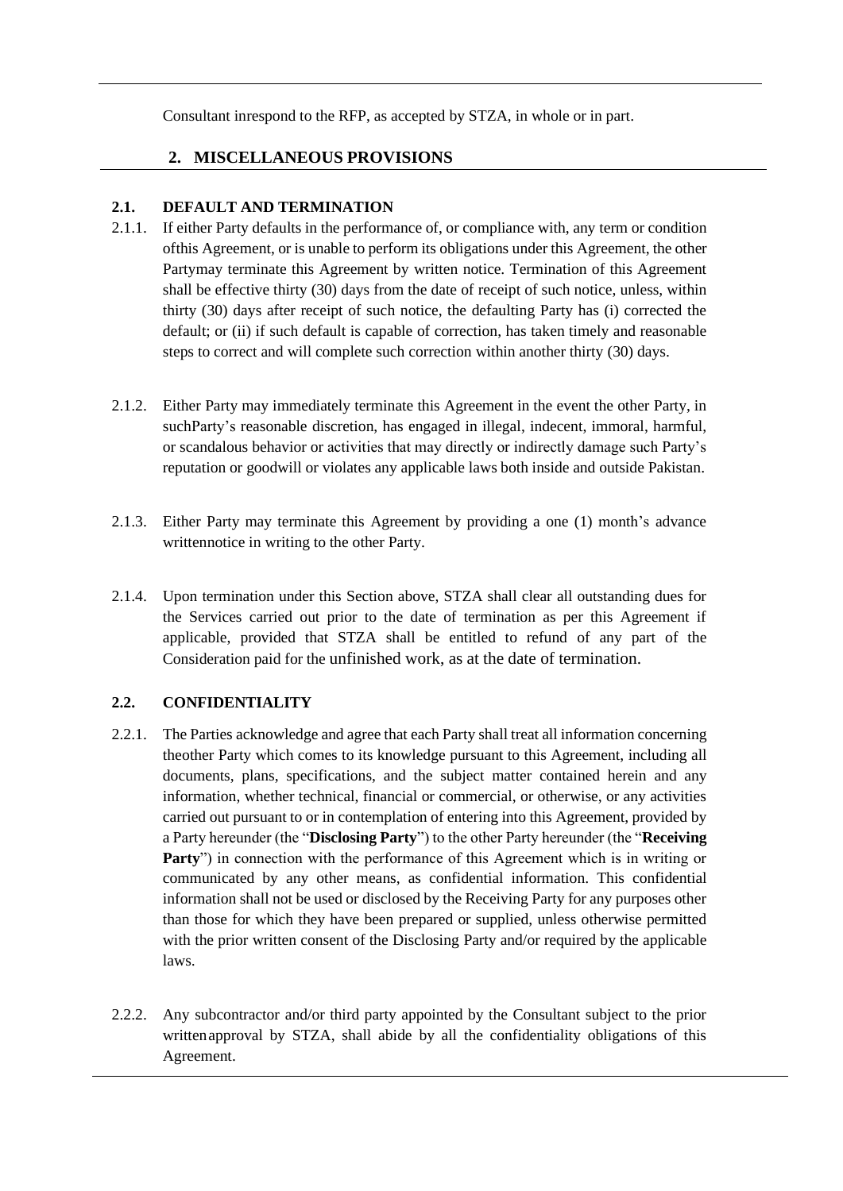Consultant inrespond to the RFP, as accepted by STZA, in whole or in part.

## 2. MISCELLANEOUS PROVISIONS

### 2.1. DEFAULT AND TERMINATION

2.1.1. If either Party defaults in the performance of, or compliance with, any term or condition ofthis Agreement, or is unable to perform its obligations under this Agreement, the other Partymay terminate this Agreement by written notice. Termination of this Agreement shall be effective thirty (30) days from the date of receipt of such notice, unless, within thirty (30) days after receipt of such notice, the defaulting Party has (i) corrected the default; or (ii) if such default is capable of correction, has taken timely and reasonable steps to correct and will complete such correction within another thirty (30) days.

2.1.2. Either Party may immediately terminate this Agreement in the event the other Party, in suchParty's reasonable discretion, has engaged in illegal, indecent, immoral, harmful, or scandalous behavior or activities that may directly or indirectly damage such Party's reputation or goodwill or violates any applicable laws both inside and outside Pakistan.

2.1.3. Either Party may terminate this Agreement by providing a one (1) month's advance writtennotice in writing to the other Party.

2.1.4. Upon termination under this Section above, STZA shall clear all outstanding dues for the Services carried out prior to the date of termination as per this Agreement if applicable, provided that STZA shall be entitled to refund of any part of the Consideration paid for the unfinished work, as at the date of termination.

### 2.2. CONFIDENTIALITY

2.2.1. The Parties acknowledge and agree that each Party shall treat all information concerning theother Party which comes to its knowledge pursuant to this Agreement, including all documents, plans, specifications, and the subject matter contained herein and any information, whether technical, financial or commercial, or otherwise, or any activities carried out pursuant to or in contemplation of entering into this Agreement, provided by a Party hereunder (the "**Disclosing Party**") to the other Party hereunder (the "**Receiving Party**") in connection with the performance of this Agreement which is in writing or communicated by any other means, as confidential information. This confidential information shall not be used or disclosed by the Receiving Party for any purposes other than those for which they have been prepared or supplied, unless otherwise permitted with the prior written consent of the Disclosing Party and/or required by the applicable laws.

2.2.2. Any subcontractor and/or third party appointed by the Consultant subject to the prior writtenapproval by STZA, shall abide by all the confidentiality obligations of this Agreement.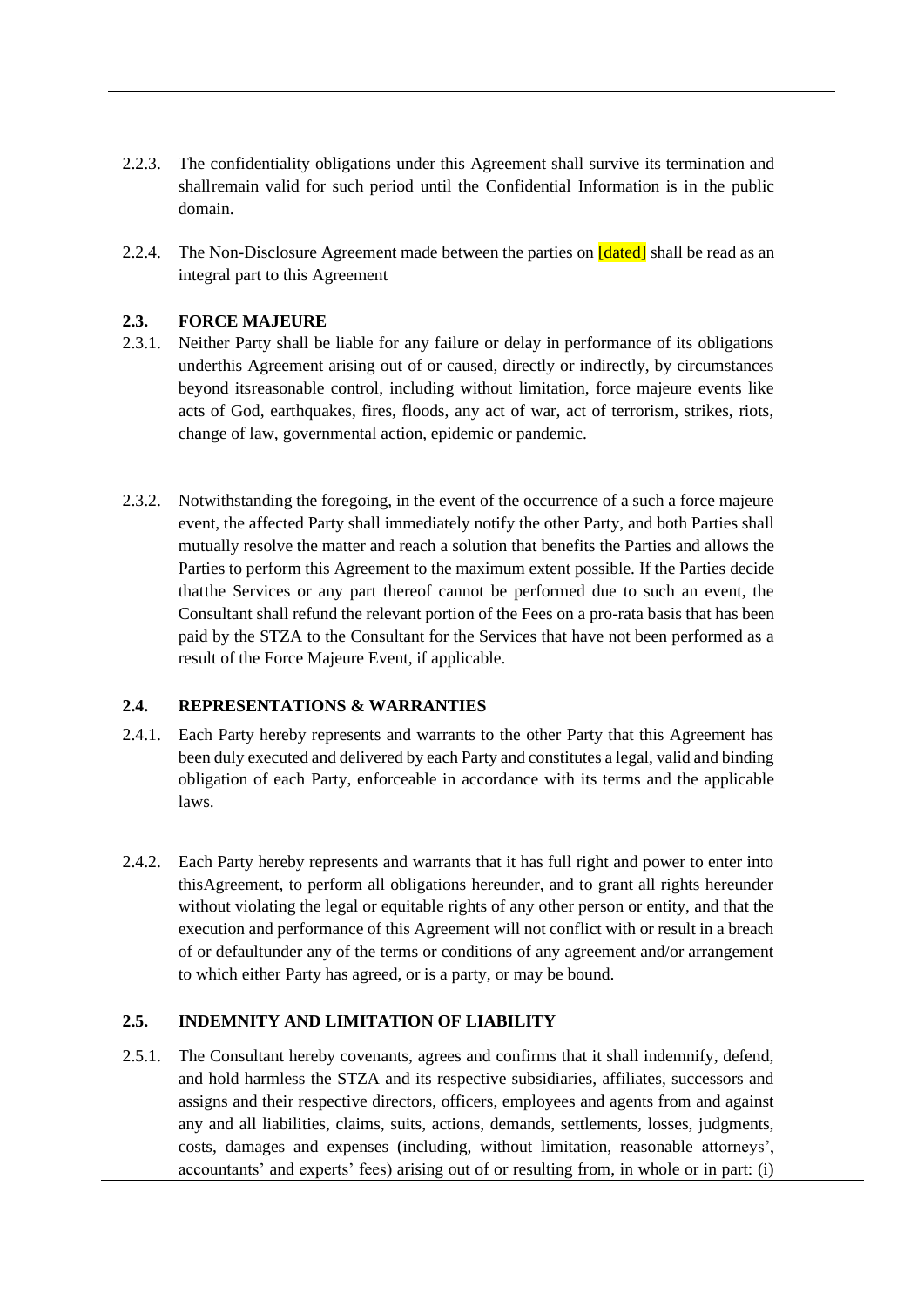2.2.3. The confidentiality obligations under this Agreement shall survive its termination and shallremain valid for such period until the Confidential Information is in the public domain.

2.2.4. The Non-Disclosure Agreement made between the parties on [dated] shall be read as an integral part to this Agreement

### 2.3. FORCE MAJEURE

2.3.1. Neither Party shall be liable for any failure or delay in performance of its obligations underthis Agreement arising out of or caused, directly or indirectly, by circumstances beyond itsreasonable control, including without limitation, force majeure events like acts of God, earthquakes, fires, floods, any act of war, act of terrorism, strikes, riots, change of law, governmental action, epidemic or pandemic.

2.3.2. Notwithstanding the foregoing, in the event of the occurrence of a such a force majeure event, the affected Party shall immediately notify the other Party, and both Parties shall mutually resolve the matter and reach a solution that benefits the Parties and allows the Parties to perform this Agreement to the maximum extent possible. If the Parties decide thatthe Services or any part thereof cannot be performed due to such an event, the Consultant shall refund the relevant portion of the Fees on a pro-rata basis that has been paid by the STZA to the Consultant for the Services that have not been performed as a result of the Force Majeure Event, if applicable.

### 2.4. REPRESENTATIONS & WARRANTIES

2.4.1. Each Party hereby represents and warrants to the other Party that this Agreement has been duly executed and delivered by each Party and constitutes a legal, valid and binding obligation of each Party, enforceable in accordance with its terms and the applicable laws.

2.4.2. Each Party hereby represents and warrants that it has full right and power to enter into thisAgreement, to perform all obligations hereunder, and to grant all rights hereunder without violating the legal or equitable rights of any other person or entity, and that the execution and performance of this Agreement will not conflict with or result in a breach of or defaultunder any of the terms or conditions of any agreement and/or arrangement to which either Party has agreed, or is a party, or may be bound.

### 2.5. INDEMNITY AND LIMITATION OF LIABILITY

2.5.1. The Consultant hereby covenants, agrees and confirms that it shall indemnify, defend, and hold harmless the STZA and its respective subsidiaries, affiliates, successors and assigns and their respective directors, officers, employees and agents from and against any and all liabilities, claims, suits, actions, demands, settlements, losses, judgments, costs, damages and expenses (including, without limitation, reasonable attorneys', accountants' and experts' fees) arising out of or resulting from, in whole or in part: (i)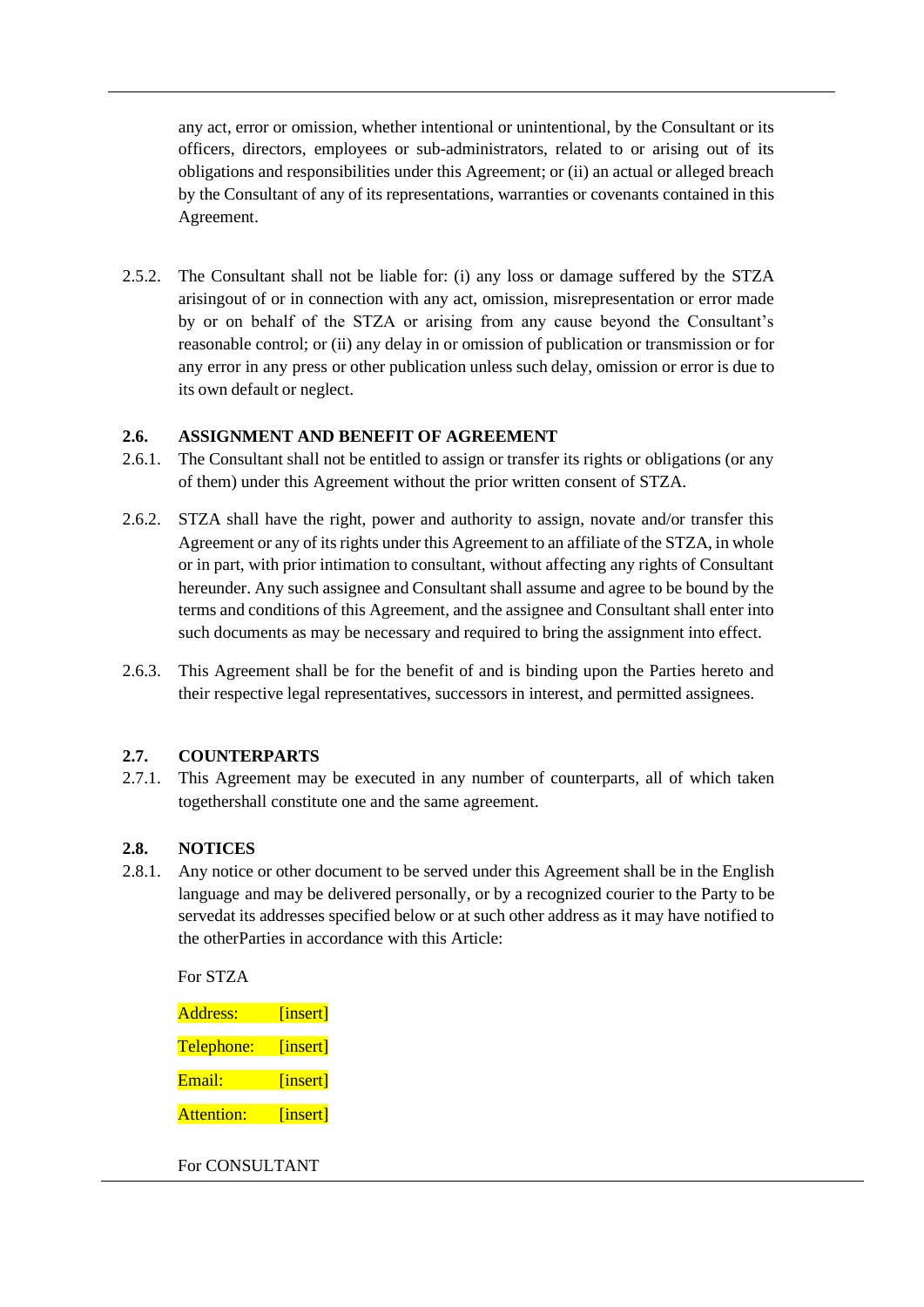any act, error or omission, whether intentional or unintentional, by the Consultant or its officers, directors, employees or sub-administrators, related to or arising out of its obligations and responsibilities under this Agreement; or (ii) an actual or alleged breach by the Consultant of any of its representations, warranties or covenants contained in this Agreement.

2.5.2. The Consultant shall not be liable for: (i) any loss or damage suffered by the STZA arisingout of or in connection with any act, omission, misrepresentation or error made by or on behalf of the STZA or arising from any cause beyond the Consultant's reasonable control; or (ii) any delay in or omission of publication or transmission or for any error in any press or other publication unless such delay, omission or error is due to its own default or neglect.

**2.6. ASSIGNMENT AND BENEFIT OF AGREEMENT**

2.6.1. The Consultant shall not be entitled to assign or transfer its rights or obligations (or any of them) under this Agreement without the prior written consent of STZA.

2.6.2. STZA shall have the right, power and authority to assign, novate and/or transfer this Agreement or any of its rights under this Agreement to an affiliate of the STZA, in whole or in part, with prior intimation to consultant, without affecting any rights of Consultant hereunder. Any such assignee and Consultant shall assume and agree to be bound by the terms and conditions of this Agreement, and the assignee and Consultant shall enter into such documents as may be necessary and required to bring the assignment into effect.

2.6.3. This Agreement shall be for the benefit of and is binding upon the Parties hereto and their respective legal representatives, successors in interest, and permitted assignees.

**2.7. COUNTERPARTS**

2.7.1. This Agreement may be executed in any number of counterparts, all of which taken togethershall constitute one and the same agreement.

**2.8. NOTICES**

2.8.1. Any notice or other document to be served under this Agreement shall be in the English language and may be delivered personally, or by a recognized courier to the Party to be servedat its addresses specified below or at such other address as it may have notified to the otherParties in accordance with this Article:

For STZA

Address: [insert]

Telephone: [insert]

Email: [insert]

Attention: [insert]

For CONSULTANT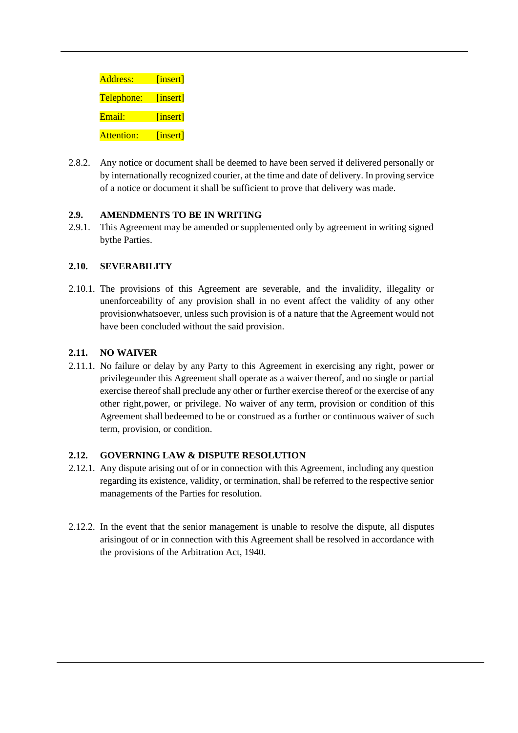Address: [insert]

Telephone: [insert]

Email: [insert]

Attention: [insert]

2.8.2. Any notice or document shall be deemed to have been served if delivered personally or by internationally recognized courier, at the time and date of delivery. In proving service of a notice or document it shall be sufficient to prove that delivery was made.

**2.9. AMENDMENTS TO BE IN WRITING**

2.9.1. This Agreement may be amended or supplemented only by agreement in writing signed bythe Parties.

**2.10. SEVERABILITY**

2.10.1. The provisions of this Agreement are severable, and the invalidity, illegality or unenforceability of any provision shall in no event affect the validity of any other provisionwhatsoever, unless such provision is of a nature that the Agreement would not have been concluded without the said provision.

**2.11. NO WAIVER**

2.11.1. No failure or delay by any Party to this Agreement in exercising any right, power or privilegeunder this Agreement shall operate as a waiver thereof, and no single or partial exercise thereof shall preclude any other or further exercise thereof or the exercise of any other right,power, or privilege. No waiver of any term, provision or condition of this Agreement shall bedeemed to be or construed as a further or continuous waiver of such term, provision, or condition.

**2.12. GOVERNING LAW & DISPUTE RESOLUTION**

2.12.1. Any dispute arising out of or in connection with this Agreement, including any question regarding its existence, validity, or termination, shall be referred to the respective senior managements of the Parties for resolution.

2.12.2. In the event that the senior management is unable to resolve the dispute, all disputes arisingout of or in connection with this Agreement shall be resolved in accordance with the provisions of the Arbitration Act, 1940.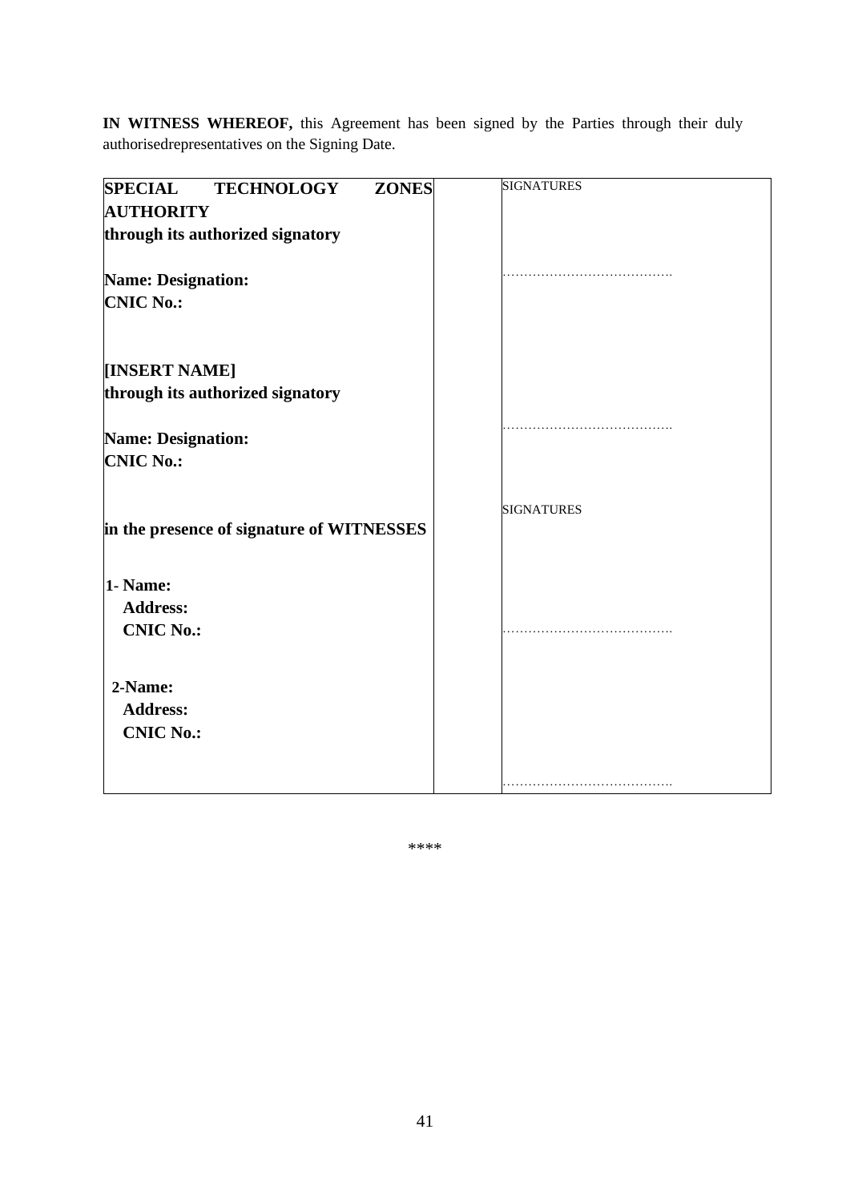**IN WITNESS WHEREOF,** this Agreement has been signed by the Parties through their duly authorisedrepresentatives on the Signing Date.

| | | |
|---|---|---|
| **SPECIAL TECHNOLOGY ZONES AUTHORITY**<br>**through its authorized signatory**<br><br>**Name: Designation:**<br>**CNIC No.:** | | SIGNATURES<br><br>………………………………… |
| **[INSERT NAME]**<br>**through its authorized signatory**<br><br>**Name: Designation:**<br>**CNIC No.:** | | ………………………………… |
| **in the presence of signature of WITNESSES** | | SIGNATURES |
| **1- Name:**<br>**Address:**<br>**CNIC No.:** | | ………………………………… |
| **2-Name:**<br>**Address:**<br>**CNIC No.:** | | ………………………………… |

\*\*\*\*